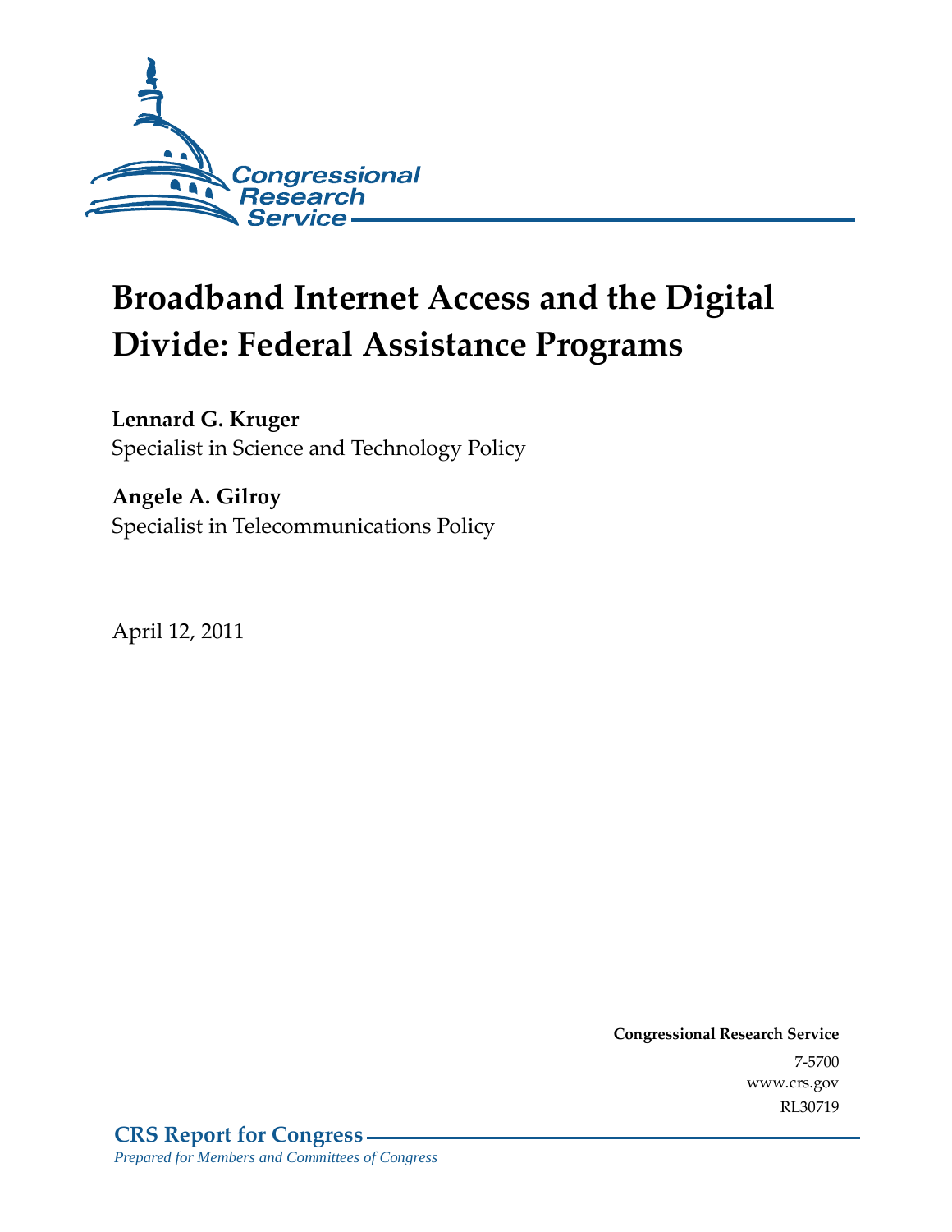# Broadband Internet Access and the Digital Divide: Federal Assistance Programs

**Lennard G. Kruger**
Specialist in Science and Technology Policy

**Angele A. Gilroy**
Specialist in Telecommunications Policy

April 12, 2011

**Congressional Research Service**
7-5700
www.crs.gov
RL30719

**CRS Report for Congress**
*Prepared for Members and Committees of Congress*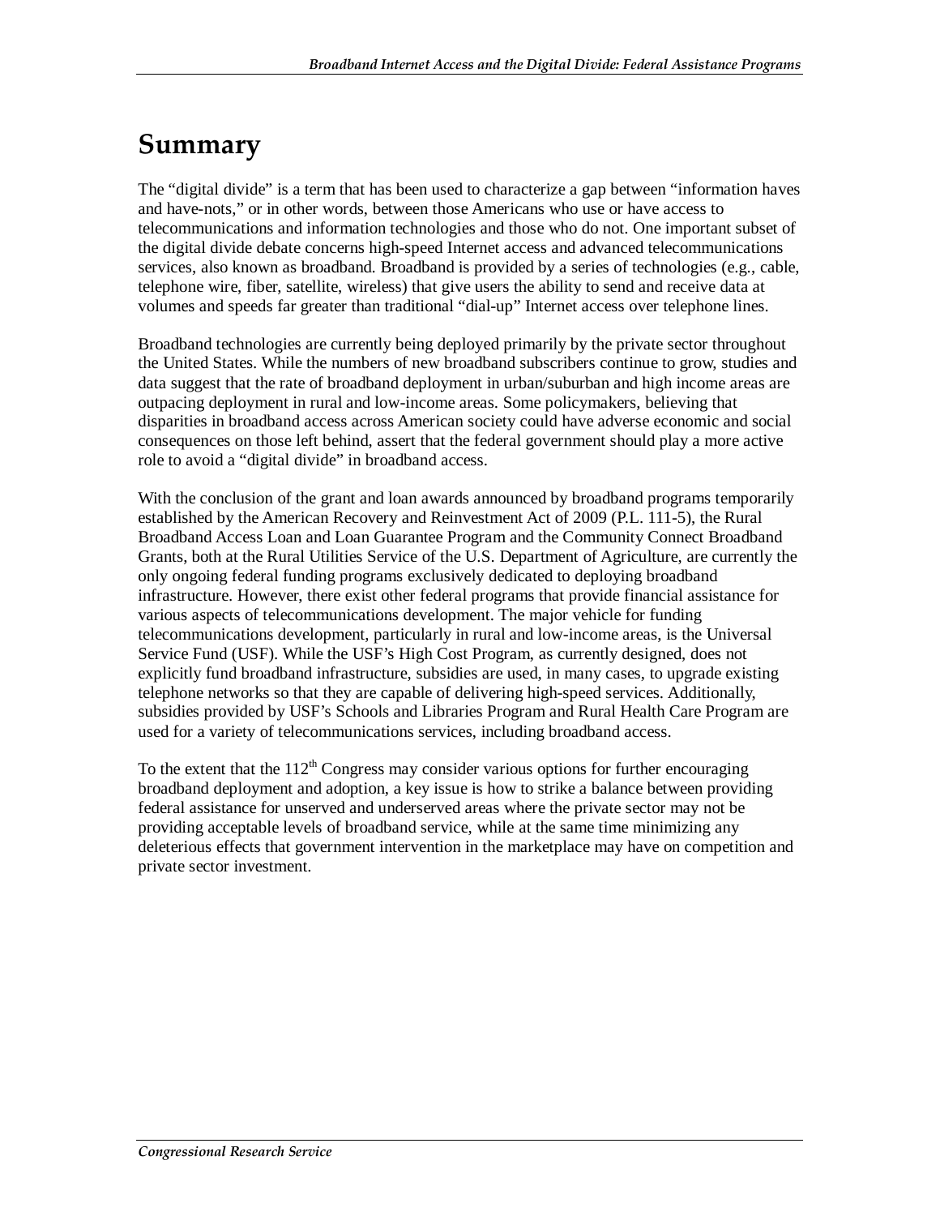# Summary

The "digital divide" is a term that has been used to characterize a gap between "information haves and have-nots," or in other words, between those Americans who use or have access to telecommunications and information technologies and those who do not. One important subset of the digital divide debate concerns high-speed Internet access and advanced telecommunications services, also known as broadband. Broadband is provided by a series of technologies (e.g., cable, telephone wire, fiber, satellite, wireless) that give users the ability to send and receive data at volumes and speeds far greater than traditional "dial-up" Internet access over telephone lines.

Broadband technologies are currently being deployed primarily by the private sector throughout the United States. While the numbers of new broadband subscribers continue to grow, studies and data suggest that the rate of broadband deployment in urban/suburban and high income areas are outpacing deployment in rural and low-income areas. Some policymakers, believing that disparities in broadband access across American society could have adverse economic and social consequences on those left behind, assert that the federal government should play a more active role to avoid a "digital divide" in broadband access.

With the conclusion of the grant and loan awards announced by broadband programs temporarily established by the American Recovery and Reinvestment Act of 2009 (P.L. 111-5), the Rural Broadband Access Loan and Loan Guarantee Program and the Community Connect Broadband Grants, both at the Rural Utilities Service of the U.S. Department of Agriculture, are currently the only ongoing federal funding programs exclusively dedicated to deploying broadband infrastructure. However, there exist other federal programs that provide financial assistance for various aspects of telecommunications development. The major vehicle for funding telecommunications development, particularly in rural and low-income areas, is the Universal Service Fund (USF). While the USF's High Cost Program, as currently designed, does not explicitly fund broadband infrastructure, subsidies are used, in many cases, to upgrade existing telephone networks so that they are capable of delivering high-speed services. Additionally, subsidies provided by USF's Schools and Libraries Program and Rural Health Care Program are used for a variety of telecommunications services, including broadband access.

To the extent that the 112th Congress may consider various options for further encouraging broadband deployment and adoption, a key issue is how to strike a balance between providing federal assistance for unserved and underserved areas where the private sector may not be providing acceptable levels of broadband service, while at the same time minimizing any deleterious effects that government intervention in the marketplace may have on competition and private sector investment.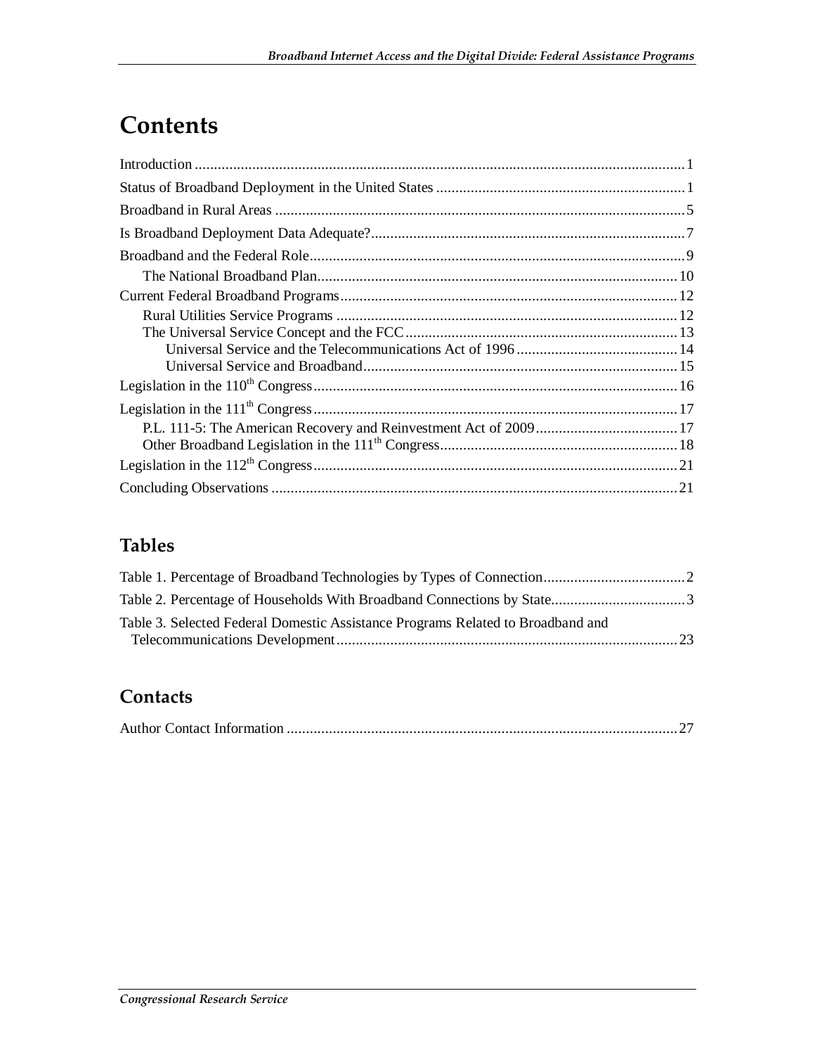# Contents

Introduction ........................................ 1
Status of Broadband Deployment in the United States ........................................ 1
Broadband in Rural Areas ........................................ 5
Is Broadband Deployment Data Adequate? ........................................ 7
Broadband and the Federal Role ........................................ 9
  The National Broadband Plan ........................................ 10
Current Federal Broadband Programs ........................................ 12
  Rural Utilities Service Programs ........................................ 12
  The Universal Service Concept and the FCC ........................................ 13
    Universal Service and the Telecommunications Act of 1996 ........................................ 14
    Universal Service and Broadband ........................................ 15
Legislation in the 110th Congress ........................................ 16
Legislation in the 111th Congress ........................................ 17
  P.L. 111-5: The American Recovery and Reinvestment Act of 2009 ........................................ 17
  Other Broadband Legislation in the 111th Congress ........................................ 18
Legislation in the 112th Congress ........................................ 21
Concluding Observations ........................................ 21

## Tables

Table 1. Percentage of Broadband Technologies by Types of Connection ........................................ 2
Table 2. Percentage of Households With Broadband Connections by State ........................................ 3
Table 3. Selected Federal Domestic Assistance Programs Related to Broadband and Telecommunications Development ........................................ 23

## Contacts

Author Contact Information ........................................ 27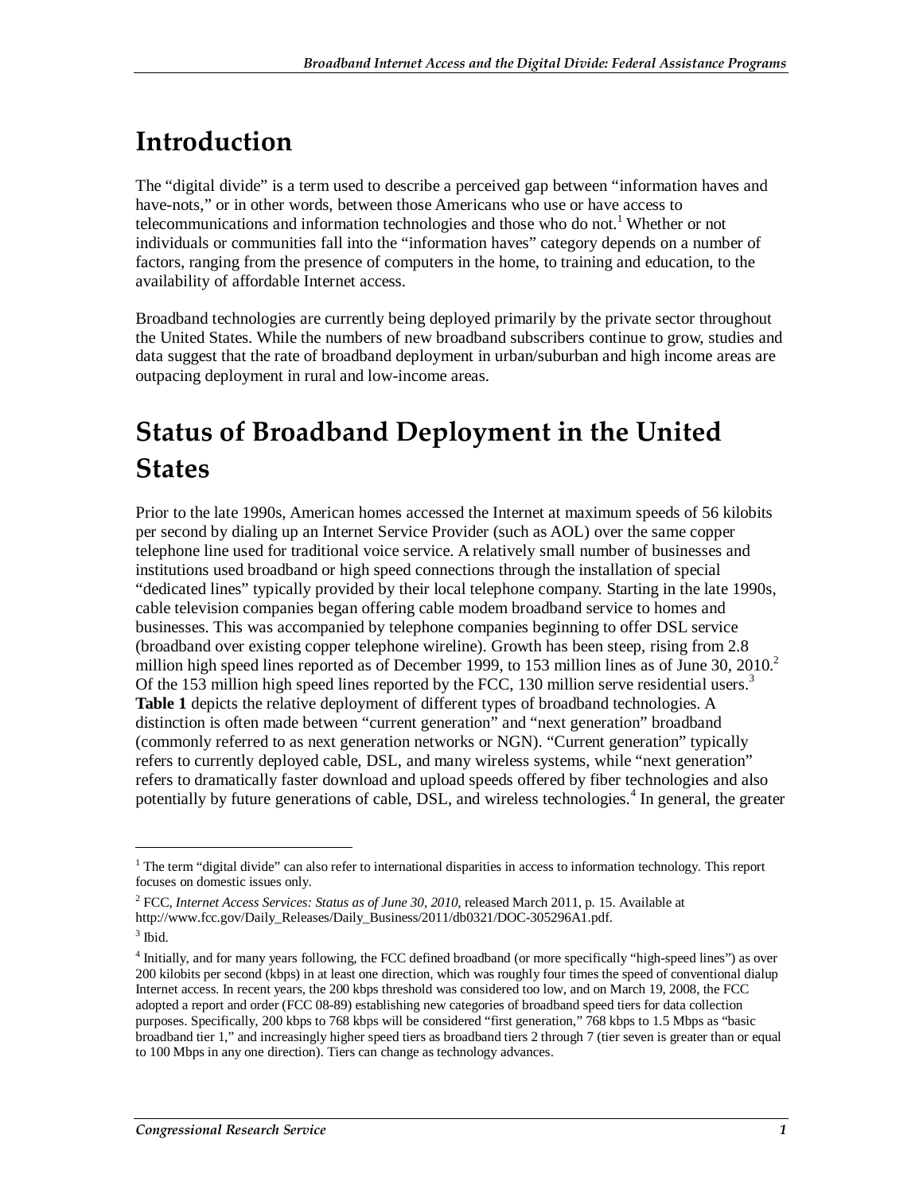# Introduction

The "digital divide" is a term used to describe a perceived gap between "information haves and have-nots," or in other words, between those Americans who use or have access to telecommunications and information technologies and those who do not.[1] Whether or not individuals or communities fall into the "information haves" category depends on a number of factors, ranging from the presence of computers in the home, to training and education, to the availability of affordable Internet access.

Broadband technologies are currently being deployed primarily by the private sector throughout the United States. While the numbers of new broadband subscribers continue to grow, studies and data suggest that the rate of broadband deployment in urban/suburban and high income areas are outpacing deployment in rural and low-income areas.

# Status of Broadband Deployment in the United States

Prior to the late 1990s, American homes accessed the Internet at maximum speeds of 56 kilobits per second by dialing up an Internet Service Provider (such as AOL) over the same copper telephone line used for traditional voice service. A relatively small number of businesses and institutions used broadband or high speed connections through the installation of special "dedicated lines" typically provided by their local telephone company. Starting in the late 1990s, cable television companies began offering cable modem broadband service to homes and businesses. This was accompanied by telephone companies beginning to offer DSL service (broadband over existing copper telephone wireline). Growth has been steep, rising from 2.8 million high speed lines reported as of December 1999, to 153 million lines as of June 30, 2010.[2] Of the 153 million high speed lines reported by the FCC, 130 million serve residential users.[3] **Table 1** depicts the relative deployment of different types of broadband technologies. A distinction is often made between "current generation" and "next generation" broadband (commonly referred to as next generation networks or NGN). "Current generation" typically refers to currently deployed cable, DSL, and many wireless systems, while "next generation" refers to dramatically faster download and upload speeds offered by fiber technologies and also potentially by future generations of cable, DSL, and wireless technologies.[4] In general, the greater

---

[1] The term "digital divide" can also refer to international disparities in access to information technology. This report focuses on domestic issues only.

[2] FCC, *Internet Access Services: Status as of June 30, 2010*, released March 2011, p. 15. Available at http://www.fcc.gov/Daily_Releases/Daily_Business/2011/db0321/DOC-305296A1.pdf.

[3] Ibid.

[4] Initially, and for many years following, the FCC defined broadband (or more specifically "high-speed lines") as over 200 kilobits per second (kbps) in at least one direction, which was roughly four times the speed of conventional dialup Internet access. In recent years, the 200 kbps threshold was considered too low, and on March 19, 2008, the FCC adopted a report and order (FCC 08-89) establishing new categories of broadband speed tiers for data collection purposes. Specifically, 200 kbps to 768 kbps will be considered "first generation," 768 kbps to 1.5 Mbps as "basic broadband tier 1," and increasingly higher speed tiers as broadband tiers 2 through 7 (tier seven is greater than or equal to 100 Mbps in any one direction). Tiers can change as technology advances.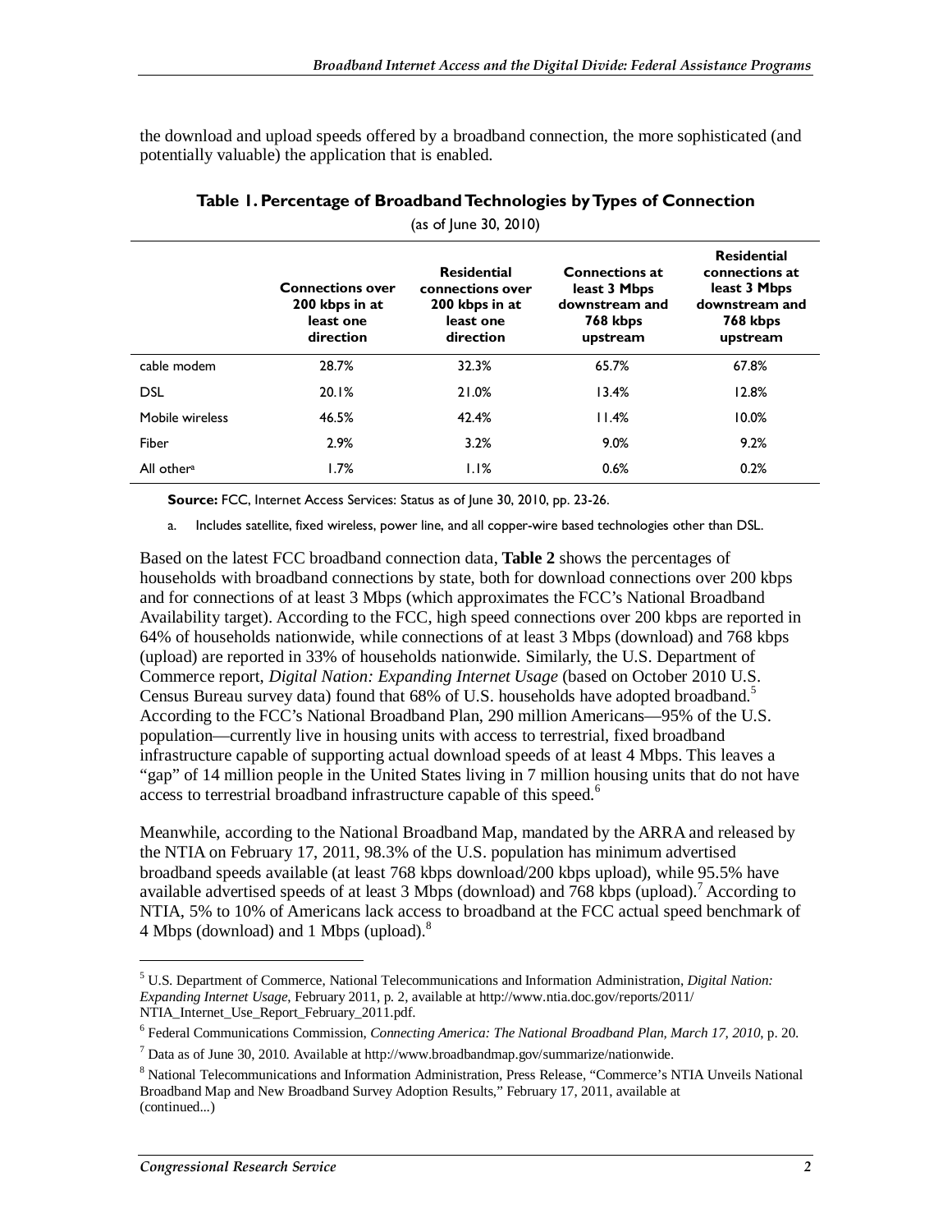the download and upload speeds offered by a broadband connection, the more sophisticated (and potentially valuable) the application that is enabled.

**Table 1. Percentage of Broadband Technologies by Types of Connection**

(as of June 30, 2010)

| | Connections over 200 kbps in at least one direction | Residential connections over 200 kbps in at least one direction | Connections at least 3 Mbps downstream and 768 kbps upstream | Residential connections at least 3 Mbps downstream and 768 kbps upstream |
|---|---|---|---|---|
| cable modem | 28.7% | 32.3% | 65.7% | 67.8% |
| DSL | 20.1% | 21.0% | 13.4% | 12.8% |
| Mobile wireless | 46.5% | 42.4% | 11.4% | 10.0% |
| Fiber | 2.9% | 3.2% | 9.0% | 9.2% |
| All other[a] | 1.7% | 1.1% | 0.6% | 0.2% |

**Source:** FCC, Internet Access Services: Status as of June 30, 2010, pp. 23-26.

a. Includes satellite, fixed wireless, power line, and all copper-wire based technologies other than DSL.

Based on the latest FCC broadband connection data, **Table 2** shows the percentages of households with broadband connections by state, both for download connections over 200 kbps and for connections of at least 3 Mbps (which approximates the FCC's National Broadband Availability target). According to the FCC, high speed connections over 200 kbps are reported in 64% of households nationwide, while connections of at least 3 Mbps (download) and 768 kbps (upload) are reported in 33% of households nationwide. Similarly, the U.S. Department of Commerce report, *Digital Nation: Expanding Internet Usage* (based on October 2010 U.S. Census Bureau survey data) found that 68% of U.S. households have adopted broadband.[5] According to the FCC's National Broadband Plan, 290 million Americans—95% of the U.S. population—currently live in housing units with access to terrestrial, fixed broadband infrastructure capable of supporting actual download speeds of at least 4 Mbps. This leaves a "gap" of 14 million people in the United States living in 7 million housing units that do not have access to terrestrial broadband infrastructure capable of this speed.[6]

Meanwhile, according to the National Broadband Map, mandated by the ARRA and released by the NTIA on February 17, 2011, 98.3% of the U.S. population has minimum advertised broadband speeds available (at least 768 kbps download/200 kbps upload), while 95.5% have available advertised speeds of at least 3 Mbps (download) and 768 kbps (upload).[7] According to NTIA, 5% to 10% of Americans lack access to broadband at the FCC actual speed benchmark of 4 Mbps (download) and 1 Mbps (upload).[8]

---

[5] U.S. Department of Commerce, National Telecommunications and Information Administration, *Digital Nation: Expanding Internet Usage*, February 2011, p. 2, available at http://www.ntia.doc.gov/reports/2011/NTIA_Internet_Use_Report_February_2011.pdf.

[6] Federal Communications Commission, *Connecting America: The National Broadband Plan, March 17, 2010*, p. 20.

[7] Data as of June 30, 2010. Available at http://www.broadbandmap.gov/summarize/nationwide.

[8] National Telecommunications and Information Administration, Press Release, "Commerce's NTIA Unveils National Broadband Map and New Broadband Survey Adoption Results," February 17, 2011, available at (continued...)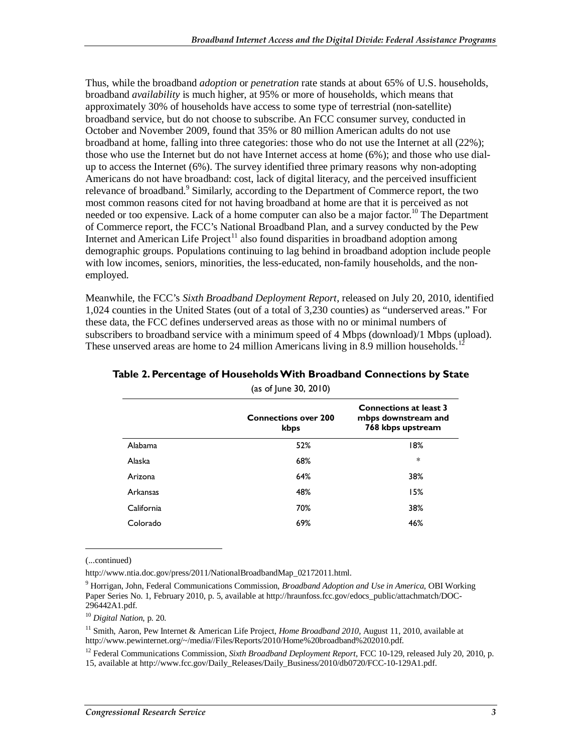Thus, while the broadband *adoption* or *penetration* rate stands at about 65% of U.S. households, broadband *availability* is much higher, at 95% or more of households, which means that approximately 30% of households have access to some type of terrestrial (non-satellite) broadband service, but do not choose to subscribe. An FCC consumer survey, conducted in October and November 2009, found that 35% or 80 million American adults do not use broadband at home, falling into three categories: those who do not use the Internet at all (22%); those who use the Internet but do not have Internet access at home (6%); and those who use dial-up to access the Internet (6%). The survey identified three primary reasons why non-adopting Americans do not have broadband: cost, lack of digital literacy, and the perceived insufficient relevance of broadband.[9] Similarly, according to the Department of Commerce report, the two most common reasons cited for not having broadband at home are that it is perceived as not needed or too expensive. Lack of a home computer can also be a major factor.[10] The Department of Commerce report, the FCC's National Broadband Plan, and a survey conducted by the Pew Internet and American Life Project[11] also found disparities in broadband adoption among demographic groups. Populations continuing to lag behind in broadband adoption include people with low incomes, seniors, minorities, the less-educated, non-family households, and the non-employed.

Meanwhile, the FCC's *Sixth Broadband Deployment Report*, released on July 20, 2010, identified 1,024 counties in the United States (out of a total of 3,230 counties) as "underserved areas." For these data, the FCC defines underserved areas as those with no or minimal numbers of subscribers to broadband service with a minimum speed of 4 Mbps (download)/1 Mbps (upload). These unserved areas are home to 24 million Americans living in 8.9 million households.[12]

**Table 2. Percentage of Households With Broadband Connections by State**

(as of June 30, 2010)

| | Connections over 200 kbps | Connections at least 3 mbps downstream and 768 kbps upstream |
|---|---|---|
| Alabama | 52% | 18% |
| Alaska | 68% | * |
| Arizona | 64% | 38% |
| Arkansas | 48% | 15% |
| California | 70% | 38% |
| Colorado | 69% | 46% |

(...continued)

http://www.ntia.doc.gov/press/2011/NationalBroadbandMap_02172011.html.

[9] Horrigan, John, Federal Communications Commission, *Broadband Adoption and Use in America*, OBI Working Paper Series No. 1, February 2010, p. 5, available at http://hraunfoss.fcc.gov/edocs_public/attachmatch/DOC-296442A1.pdf.

[10] *Digital Nation*, p. 20.

[11] Smith, Aaron, Pew Internet & American Life Project, *Home Broadband 2010*, August 11, 2010, available at http://www.pewinternet.org/~/media//Files/Reports/2010/Home%20broadband%202010.pdf.

[12] Federal Communications Commission, *Sixth Broadband Deployment Report*, FCC 10-129, released July 20, 2010, p. 15, available at http://www.fcc.gov/Daily_Releases/Daily_Business/2010/db0720/FCC-10-129A1.pdf.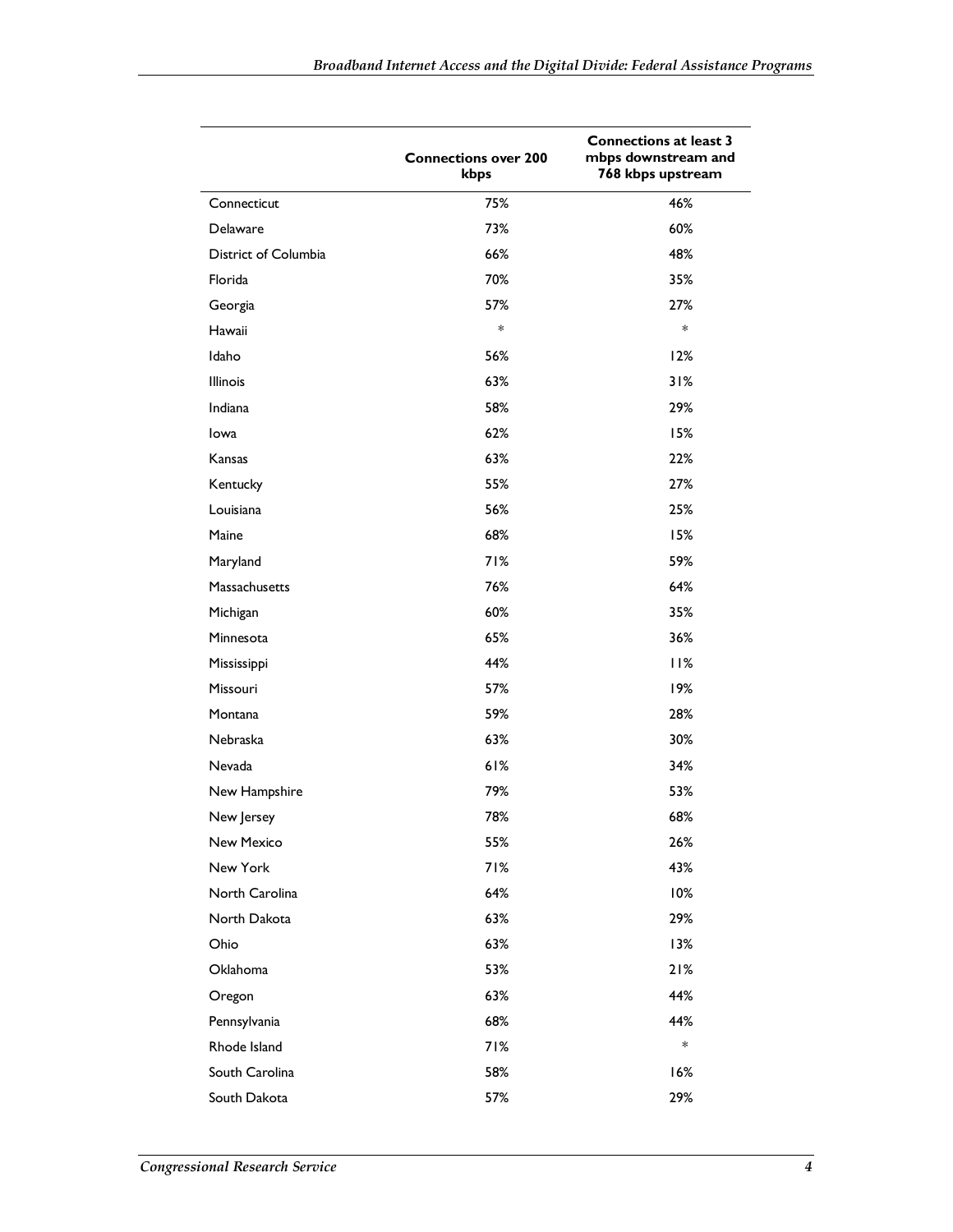|  | Connections over 200 kbps | Connections at least 3 mbps downstream and 768 kbps upstream |
|---|---|---|
| Connecticut | 75% | 46% |
| Delaware | 73% | 60% |
| District of Columbia | 66% | 48% |
| Florida | 70% | 35% |
| Georgia | 57% | 27% |
| Hawaii | * | * |
| Idaho | 56% | 12% |
| Illinois | 63% | 31% |
| Indiana | 58% | 29% |
| Iowa | 62% | 15% |
| Kansas | 63% | 22% |
| Kentucky | 55% | 27% |
| Louisiana | 56% | 25% |
| Maine | 68% | 15% |
| Maryland | 71% | 59% |
| Massachusetts | 76% | 64% |
| Michigan | 60% | 35% |
| Minnesota | 65% | 36% |
| Mississippi | 44% | 11% |
| Missouri | 57% | 19% |
| Montana | 59% | 28% |
| Nebraska | 63% | 30% |
| Nevada | 61% | 34% |
| New Hampshire | 79% | 53% |
| New Jersey | 78% | 68% |
| New Mexico | 55% | 26% |
| New York | 71% | 43% |
| North Carolina | 64% | 10% |
| North Dakota | 63% | 29% |
| Ohio | 63% | 13% |
| Oklahoma | 53% | 21% |
| Oregon | 63% | 44% |
| Pennsylvania | 68% | 44% |
| Rhode Island | 71% | * |
| South Carolina | 58% | 16% |
| South Dakota | 57% | 29% |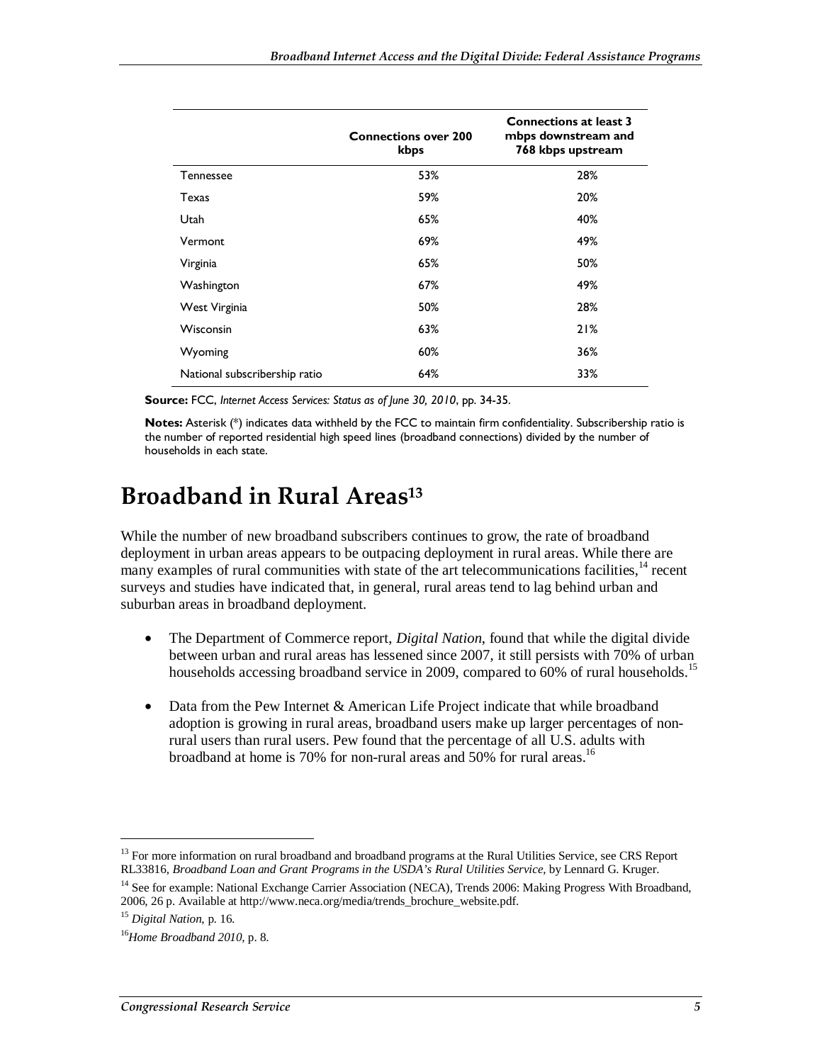| | Connections over 200 kbps | Connections at least 3 mbps downstream and 768 kbps upstream |
|---|---|---|
| Tennessee | 53% | 28% |
| Texas | 59% | 20% |
| Utah | 65% | 40% |
| Vermont | 69% | 49% |
| Virginia | 65% | 50% |
| Washington | 67% | 49% |
| West Virginia | 50% | 28% |
| Wisconsin | 63% | 21% |
| Wyoming | 60% | 36% |
| National subscribership ratio | 64% | 33% |

**Source:** FCC, *Internet Access Services: Status as of June 30, 2010*, pp. 34-35.

**Notes:** Asterisk (*) indicates data withheld by the FCC to maintain firm confidentiality. Subscribership ratio is the number of reported residential high speed lines (broadband connections) divided by the number of households in each state.

# Broadband in Rural Areas[13]

While the number of new broadband subscribers continues to grow, the rate of broadband deployment in urban areas appears to be outpacing deployment in rural areas. While there are many examples of rural communities with state of the art telecommunications facilities,[14] recent surveys and studies have indicated that, in general, rural areas tend to lag behind urban and suburban areas in broadband deployment.

- The Department of Commerce report, *Digital Nation*, found that while the digital divide between urban and rural areas has lessened since 2007, it still persists with 70% of urban households accessing broadband service in 2009, compared to 60% of rural households.[15]

- Data from the Pew Internet & American Life Project indicate that while broadband adoption is growing in rural areas, broadband users make up larger percentages of non-rural users than rural users. Pew found that the percentage of all U.S. adults with broadband at home is 70% for non-rural areas and 50% for rural areas.[16]

---

[13] For more information on rural broadband and broadband programs at the Rural Utilities Service, see CRS Report RL33816, *Broadband Loan and Grant Programs in the USDA's Rural Utilities Service*, by Lennard G. Kruger.

[14] See for example: National Exchange Carrier Association (NECA), Trends 2006: Making Progress With Broadband, 2006, 26 p. Available at http://www.neca.org/media/trends_brochure_website.pdf.

[15] *Digital Nation*, p. 16.

[16] *Home Broadband 2010*, p. 8.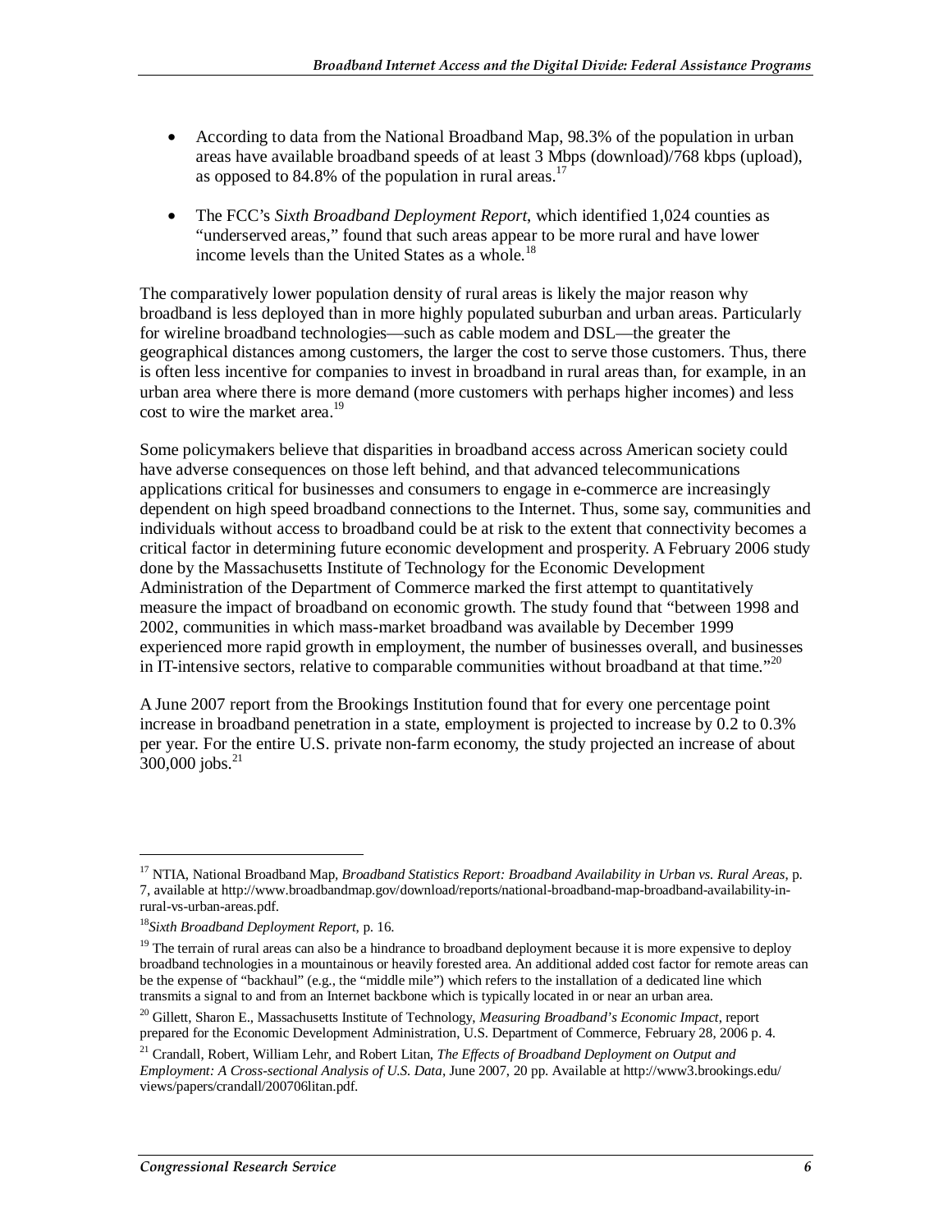- According to data from the National Broadband Map, 98.3% of the population in urban areas have available broadband speeds of at least 3 Mbps (download)/768 kbps (upload), as opposed to 84.8% of the population in rural areas.[17]
- The FCC's *Sixth Broadband Deployment Report*, which identified 1,024 counties as "underserved areas," found that such areas appear to be more rural and have lower income levels than the United States as a whole.[18]

The comparatively lower population density of rural areas is likely the major reason why broadband is less deployed than in more highly populated suburban and urban areas. Particularly for wireline broadband technologies—such as cable modem and DSL—the greater the geographical distances among customers, the larger the cost to serve those customers. Thus, there is often less incentive for companies to invest in broadband in rural areas than, for example, in an urban area where there is more demand (more customers with perhaps higher incomes) and less cost to wire the market area.[19]

Some policymakers believe that disparities in broadband access across American society could have adverse consequences on those left behind, and that advanced telecommunications applications critical for businesses and consumers to engage in e-commerce are increasingly dependent on high speed broadband connections to the Internet. Thus, some say, communities and individuals without access to broadband could be at risk to the extent that connectivity becomes a critical factor in determining future economic development and prosperity. A February 2006 study done by the Massachusetts Institute of Technology for the Economic Development Administration of the Department of Commerce marked the first attempt to quantitatively measure the impact of broadband on economic growth. The study found that "between 1998 and 2002, communities in which mass-market broadband was available by December 1999 experienced more rapid growth in employment, the number of businesses overall, and businesses in IT-intensive sectors, relative to comparable communities without broadband at that time."[20]

A June 2007 report from the Brookings Institution found that for every one percentage point increase in broadband penetration in a state, employment is projected to increase by 0.2 to 0.3% per year. For the entire U.S. private non-farm economy, the study projected an increase of about 300,000 jobs.[21]

---

[17] NTIA, National Broadband Map, *Broadband Statistics Report: Broadband Availability in Urban vs. Rural Areas*, p. 7, available at http://www.broadbandmap.gov/download/reports/national-broadband-map-broadband-availability-in-rural-vs-urban-areas.pdf.

[18] *Sixth Broadband Deployment Report*, p. 16.

[19] The terrain of rural areas can also be a hindrance to broadband deployment because it is more expensive to deploy broadband technologies in a mountainous or heavily forested area. An additional added cost factor for remote areas can be the expense of "backhaul" (e.g., the "middle mile") which refers to the installation of a dedicated line which transmits a signal to and from an Internet backbone which is typically located in or near an urban area.

[20] Gillett, Sharon E., Massachusetts Institute of Technology, *Measuring Broadband's Economic Impact*, report prepared for the Economic Development Administration, U.S. Department of Commerce, February 28, 2006 p. 4.

[21] Crandall, Robert, William Lehr, and Robert Litan, *The Effects of Broadband Deployment on Output and Employment: A Cross-sectional Analysis of U.S. Data*, June 2007, 20 pp. Available at http://www3.brookings.edu/views/papers/crandall/200706litan.pdf.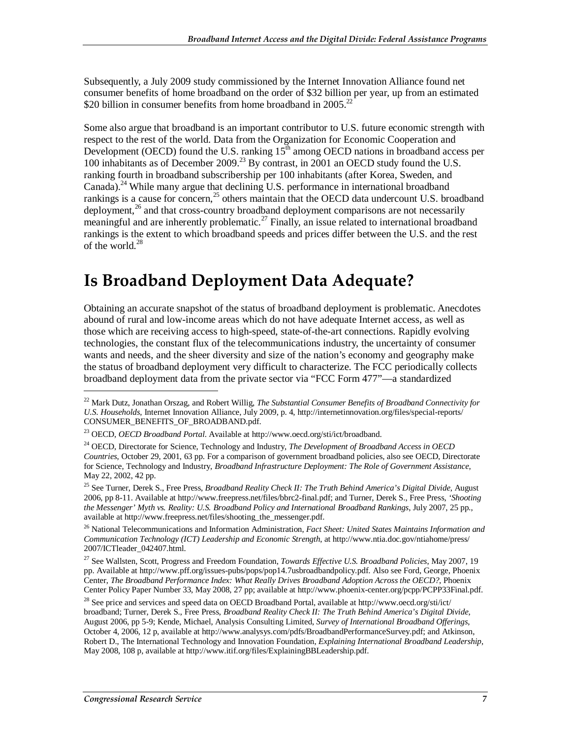Subsequently, a July 2009 study commissioned by the Internet Innovation Alliance found net consumer benefits of home broadband on the order of $32 billion per year, up from an estimated $20 billion in consumer benefits from home broadband in 2005.[22]

Some also argue that broadband is an important contributor to U.S. future economic strength with respect to the rest of the world. Data from the Organization for Economic Cooperation and Development (OECD) found the U.S. ranking 15th among OECD nations in broadband access per 100 inhabitants as of December 2009.[23] By contrast, in 2001 an OECD study found the U.S. ranking fourth in broadband subscribership per 100 inhabitants (after Korea, Sweden, and Canada).[24] While many argue that declining U.S. performance in international broadband rankings is a cause for concern,[25] others maintain that the OECD data undercount U.S. broadband deployment,[26] and that cross-country broadband deployment comparisons are not necessarily meaningful and are inherently problematic.[27] Finally, an issue related to international broadband rankings is the extent to which broadband speeds and prices differ between the U.S. and the rest of the world.[28]

# Is Broadband Deployment Data Adequate?

Obtaining an accurate snapshot of the status of broadband deployment is problematic. Anecdotes abound of rural and low-income areas which do not have adequate Internet access, as well as those which are receiving access to high-speed, state-of-the-art connections. Rapidly evolving technologies, the constant flux of the telecommunications industry, the uncertainty of consumer wants and needs, and the sheer diversity and size of the nation's economy and geography make the status of broadband deployment very difficult to characterize. The FCC periodically collects broadband deployment data from the private sector via "FCC Form 477"—a standardized

---

[22] Mark Dutz, Jonathan Orszag, and Robert Willig, *The Substantial Consumer Benefits of Broadband Connectivity for U.S. Households*, Internet Innovation Alliance, July 2009, p. 4, http://internetinnovation.org/files/special-reports/CONSUMER_BENEFITS_OF_BROADBAND.pdf.

[23] OECD, *OECD Broadband Portal*. Available at http://www.oecd.org/sti/ict/broadband.

[24] OECD, Directorate for Science, Technology and Industry, *The Development of Broadband Access in OECD Countries*, October 29, 2001, 63 pp. For a comparison of government broadband policies, also see OECD, Directorate for Science, Technology and Industry, *Broadband Infrastructure Deployment: The Role of Government Assistance*, May 22, 2002, 42 pp.

[25] See Turner, Derek S., Free Press, *Broadband Reality Check II: The Truth Behind America's Digital Divide*, August 2006, pp 8-11. Available at http://www.freepress.net/files/bbrc2-final.pdf; and Turner, Derek S., Free Press, *'Shooting the Messenger' Myth vs. Reality: U.S. Broadband Policy and International Broadband Rankings*, July 2007, 25 pp., available at http://www.freepress.net/files/shooting_the_messenger.pdf.

[26] National Telecommunications and Information Administration, *Fact Sheet: United States Maintains Information and Communication Technology (ICT) Leadership and Economic Strength*, at http://www.ntia.doc.gov/ntiahome/press/2007/ICTleader_042407.html.

[27] See Wallsten, Scott, Progress and Freedom Foundation, *Towards Effective U.S. Broadband Policies*, May 2007, 19 pp. Available at http://www.pff.org/issues-pubs/pops/pop14.7usbroadbandpolicy.pdf. Also see Ford, George, Phoenix Center, *The Broadband Performance Index: What Really Drives Broadband Adoption Across the OECD?*, Phoenix Center Policy Paper Number 33, May 2008, 27 pp; available at http://www.phoenix-center.org/pcpp/PCPP33Final.pdf.

[28] See price and services and speed data on OECD Broadband Portal, available at http://www.oecd.org/sti/ict/broadband; Turner, Derek S., Free Press, *Broadband Reality Check II: The Truth Behind America's Digital Divide*, August 2006, pp 5-9; Kende, Michael, Analysis Consulting Limited, *Survey of International Broadband Offerings*, October 4, 2006, 12 p, available at http://www.analysys.com/pdfs/BroadbandPerformanceSurvey.pdf; and Atkinson, Robert D., The International Technology and Innovation Foundation, *Explaining International Broadband Leadership*, May 2008, 108 p, available at http://www.itif.org/files/ExplainingBBLeadership.pdf.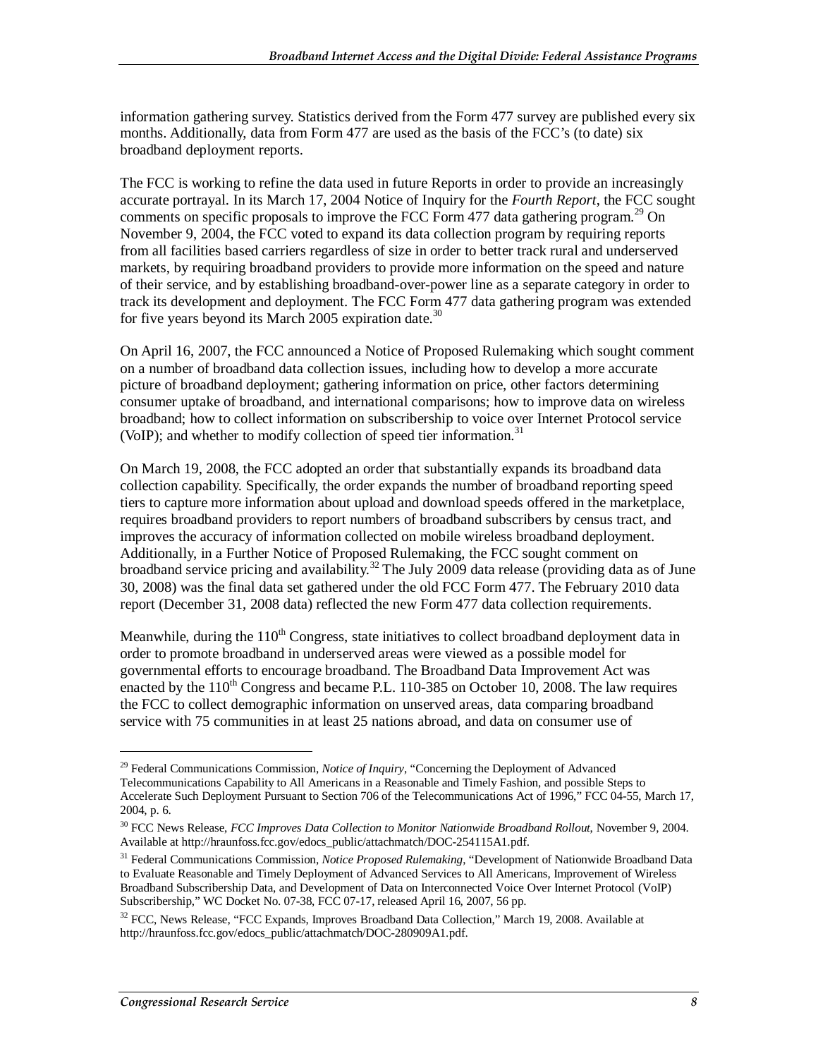information gathering survey. Statistics derived from the Form 477 survey are published every six months. Additionally, data from Form 477 are used as the basis of the FCC's (to date) six broadband deployment reports.

The FCC is working to refine the data used in future Reports in order to provide an increasingly accurate portrayal. In its March 17, 2004 Notice of Inquiry for the *Fourth Report*, the FCC sought comments on specific proposals to improve the FCC Form 477 data gathering program.[29] On November 9, 2004, the FCC voted to expand its data collection program by requiring reports from all facilities based carriers regardless of size in order to better track rural and underserved markets, by requiring broadband providers to provide more information on the speed and nature of their service, and by establishing broadband-over-power line as a separate category in order to track its development and deployment. The FCC Form 477 data gathering program was extended for five years beyond its March 2005 expiration date.[30]

On April 16, 2007, the FCC announced a Notice of Proposed Rulemaking which sought comment on a number of broadband data collection issues, including how to develop a more accurate picture of broadband deployment; gathering information on price, other factors determining consumer uptake of broadband, and international comparisons; how to improve data on wireless broadband; how to collect information on subscribership to voice over Internet Protocol service (VoIP); and whether to modify collection of speed tier information.[31]

On March 19, 2008, the FCC adopted an order that substantially expands its broadband data collection capability. Specifically, the order expands the number of broadband reporting speed tiers to capture more information about upload and download speeds offered in the marketplace, requires broadband providers to report numbers of broadband subscribers by census tract, and improves the accuracy of information collected on mobile wireless broadband deployment. Additionally, in a Further Notice of Proposed Rulemaking, the FCC sought comment on broadband service pricing and availability.[32] The July 2009 data release (providing data as of June 30, 2008) was the final data set gathered under the old FCC Form 477. The February 2010 data report (December 31, 2008 data) reflected the new Form 477 data collection requirements.

Meanwhile, during the 110th Congress, state initiatives to collect broadband deployment data in order to promote broadband in underserved areas were viewed as a possible model for governmental efforts to encourage broadband. The Broadband Data Improvement Act was enacted by the 110th Congress and became P.L. 110-385 on October 10, 2008. The law requires the FCC to collect demographic information on unserved areas, data comparing broadband service with 75 communities in at least 25 nations abroad, and data on consumer use of

---

[29] Federal Communications Commission, *Notice of Inquiry*, "Concerning the Deployment of Advanced Telecommunications Capability to All Americans in a Reasonable and Timely Fashion, and possible Steps to Accelerate Such Deployment Pursuant to Section 706 of the Telecommunications Act of 1996," FCC 04-55, March 17, 2004, p. 6.

[30] FCC News Release, *FCC Improves Data Collection to Monitor Nationwide Broadband Rollout*, November 9, 2004. Available at http://hraunfoss.fcc.gov/edocs_public/attachmatch/DOC-254115A1.pdf.

[31] Federal Communications Commission, *Notice Proposed Rulemaking*, "Development of Nationwide Broadband Data to Evaluate Reasonable and Timely Deployment of Advanced Services to All Americans, Improvement of Wireless Broadband Subscribership Data, and Development of Data on Interconnected Voice Over Internet Protocol (VoIP) Subscribership," WC Docket No. 07-38, FCC 07-17, released April 16, 2007, 56 pp.

[32] FCC, News Release, "FCC Expands, Improves Broadband Data Collection," March 19, 2008. Available at http://hraunfoss.fcc.gov/edocs_public/attachmatch/DOC-280909A1.pdf.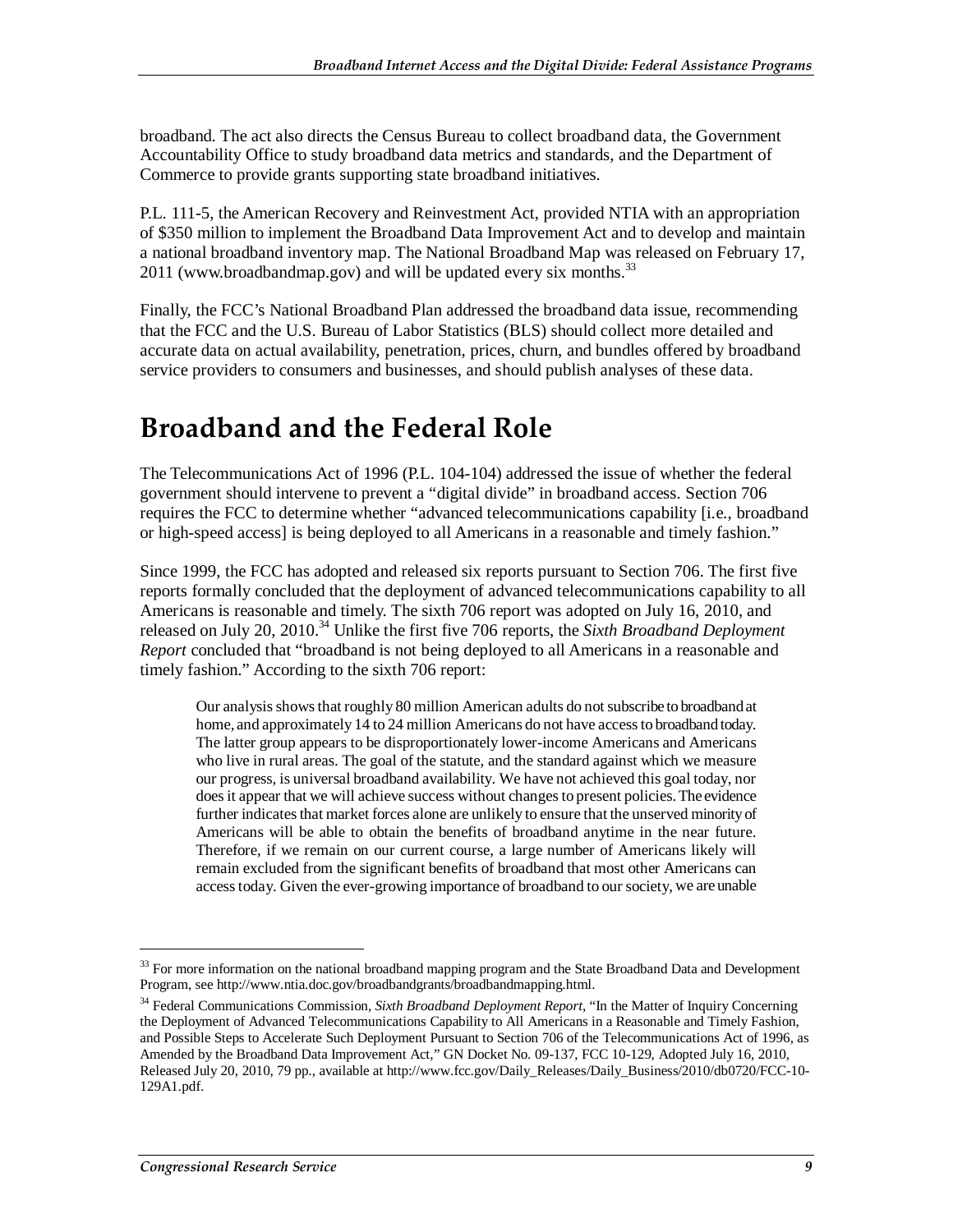broadband. The act also directs the Census Bureau to collect broadband data, the Government Accountability Office to study broadband data metrics and standards, and the Department of Commerce to provide grants supporting state broadband initiatives.

P.L. 111-5, the American Recovery and Reinvestment Act, provided NTIA with an appropriation of $350 million to implement the Broadband Data Improvement Act and to develop and maintain a national broadband inventory map. The National Broadband Map was released on February 17, 2011 (www.broadbandmap.gov) and will be updated every six months.[33]

Finally, the FCC's National Broadband Plan addressed the broadband data issue, recommending that the FCC and the U.S. Bureau of Labor Statistics (BLS) should collect more detailed and accurate data on actual availability, penetration, prices, churn, and bundles offered by broadband service providers to consumers and businesses, and should publish analyses of these data.

# Broadband and the Federal Role

The Telecommunications Act of 1996 (P.L. 104-104) addressed the issue of whether the federal government should intervene to prevent a "digital divide" in broadband access. Section 706 requires the FCC to determine whether "advanced telecommunications capability [i.e., broadband or high-speed access] is being deployed to all Americans in a reasonable and timely fashion."

Since 1999, the FCC has adopted and released six reports pursuant to Section 706. The first five reports formally concluded that the deployment of advanced telecommunications capability to all Americans is reasonable and timely. The sixth 706 report was adopted on July 16, 2010, and released on July 20, 2010.[34] Unlike the first five 706 reports, the *Sixth Broadband Deployment Report* concluded that "broadband is not being deployed to all Americans in a reasonable and timely fashion." According to the sixth 706 report:

> Our analysis shows that roughly 80 million American adults do not subscribe to broadband at home, and approximately 14 to 24 million Americans do not have access to broadband today. The latter group appears to be disproportionately lower-income Americans and Americans who live in rural areas. The goal of the statute, and the standard against which we measure our progress, is universal broadband availability. We have not achieved this goal today, nor does it appear that we will achieve success without changes to present policies. The evidence further indicates that market forces alone are unlikely to ensure that the unserved minority of Americans will be able to obtain the benefits of broadband anytime in the near future. Therefore, if we remain on our current course, a large number of Americans likely will remain excluded from the significant benefits of broadband that most other Americans can access today. Given the ever-growing importance of broadband to our society, we are unable

---

[33] For more information on the national broadband mapping program and the State Broadband Data and Development Program, see http://www.ntia.doc.gov/broadbandgrants/broadbandmapping.html.

[34] Federal Communications Commission, *Sixth Broadband Deployment Report*, "In the Matter of Inquiry Concerning the Deployment of Advanced Telecommunications Capability to All Americans in a Reasonable and Timely Fashion, and Possible Steps to Accelerate Such Deployment Pursuant to Section 706 of the Telecommunications Act of 1996, as Amended by the Broadband Data Improvement Act," GN Docket No. 09-137, FCC 10-129, Adopted July 16, 2010, Released July 20, 2010, 79 pp., available at http://www.fcc.gov/Daily_Releases/Daily_Business/2010/db0720/FCC-10-129A1.pdf.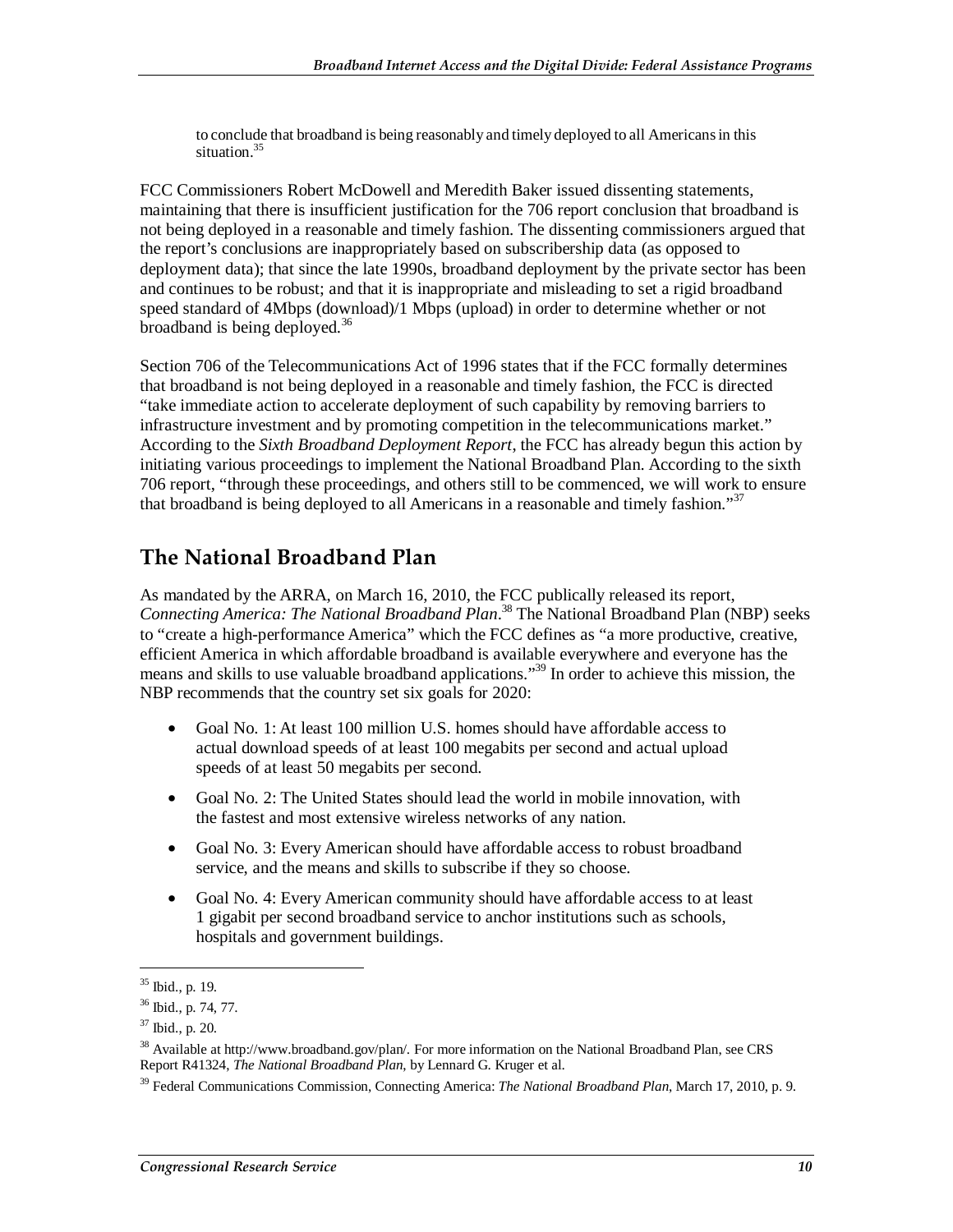to conclude that broadband is being reasonably and timely deployed to all Americans in this situation.[35]

FCC Commissioners Robert McDowell and Meredith Baker issued dissenting statements, maintaining that there is insufficient justification for the 706 report conclusion that broadband is not being deployed in a reasonable and timely fashion. The dissenting commissioners argued that the report's conclusions are inappropriately based on subscribership data (as opposed to deployment data); that since the late 1990s, broadband deployment by the private sector has been and continues to be robust; and that it is inappropriate and misleading to set a rigid broadband speed standard of 4Mbps (download)/1 Mbps (upload) in order to determine whether or not broadband is being deployed.[36]

Section 706 of the Telecommunications Act of 1996 states that if the FCC formally determines that broadband is not being deployed in a reasonable and timely fashion, the FCC is directed "take immediate action to accelerate deployment of such capability by removing barriers to infrastructure investment and by promoting competition in the telecommunications market." According to the *Sixth Broadband Deployment Report*, the FCC has already begun this action by initiating various proceedings to implement the National Broadband Plan. According to the sixth 706 report, "through these proceedings, and others still to be commenced, we will work to ensure that broadband is being deployed to all Americans in a reasonable and timely fashion."[37]

## The National Broadband Plan

As mandated by the ARRA, on March 16, 2010, the FCC publically released its report, *Connecting America: The National Broadband Plan*.[38] The National Broadband Plan (NBP) seeks to "create a high-performance America" which the FCC defines as "a more productive, creative, efficient America in which affordable broadband is available everywhere and everyone has the means and skills to use valuable broadband applications."[39] In order to achieve this mission, the NBP recommends that the country set six goals for 2020:

- Goal No. 1: At least 100 million U.S. homes should have affordable access to actual download speeds of at least 100 megabits per second and actual upload speeds of at least 50 megabits per second.
- Goal No. 2: The United States should lead the world in mobile innovation, with the fastest and most extensive wireless networks of any nation.
- Goal No. 3: Every American should have affordable access to robust broadband service, and the means and skills to subscribe if they so choose.
- Goal No. 4: Every American community should have affordable access to at least 1 gigabit per second broadband service to anchor institutions such as schools, hospitals and government buildings.

[35] Ibid., p. 19.

[36] Ibid., p. 74, 77.

[37] Ibid., p. 20.

[38] Available at http://www.broadband.gov/plan/. For more information on the National Broadband Plan, see CRS Report R41324, *The National Broadband Plan*, by Lennard G. Kruger et al.

[39] Federal Communications Commission, Connecting America: *The National Broadband Plan*, March 17, 2010, p. 9.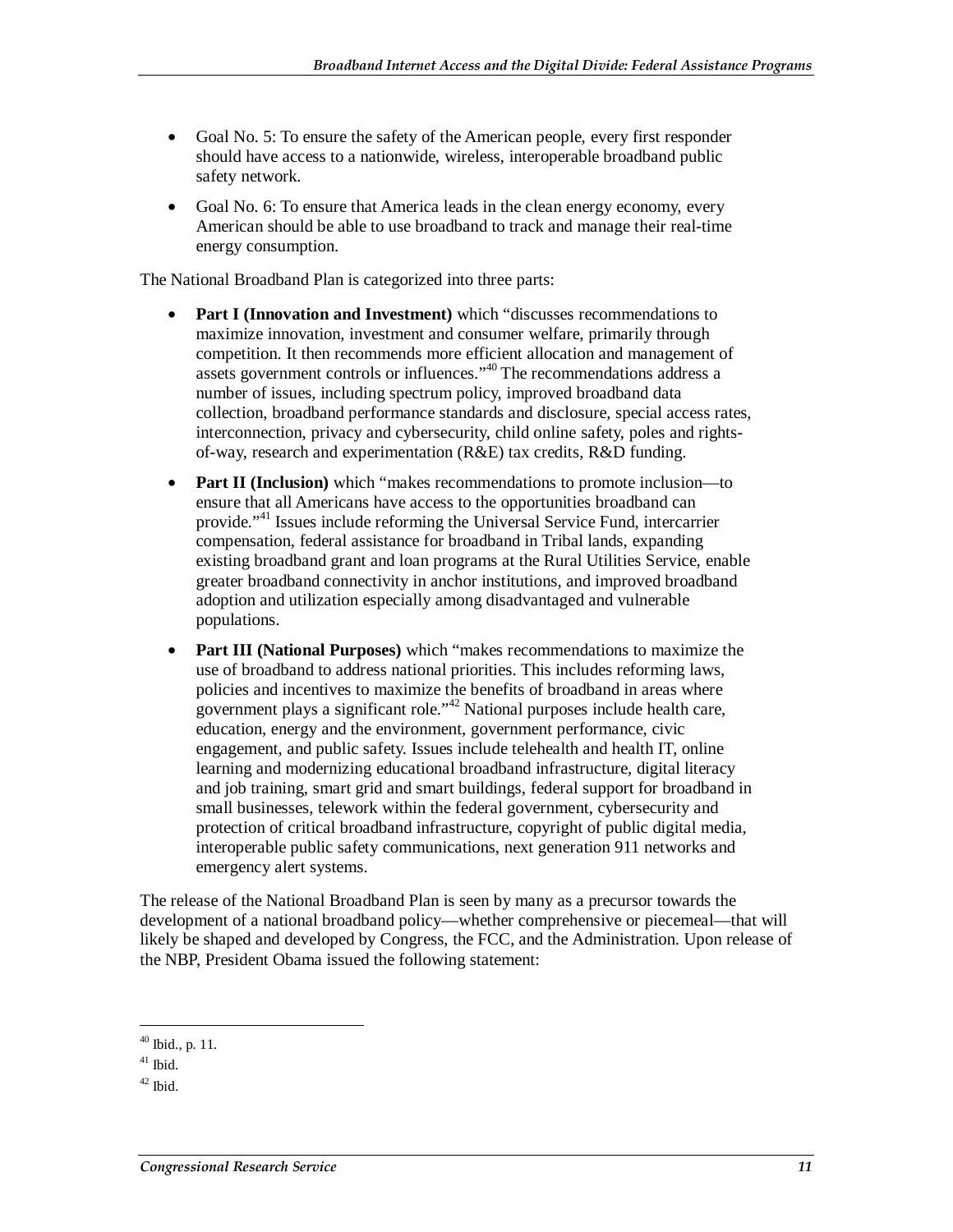- Goal No. 5: To ensure the safety of the American people, every first responder should have access to a nationwide, wireless, interoperable broadband public safety network.
- Goal No. 6: To ensure that America leads in the clean energy economy, every American should be able to use broadband to track and manage their real-time energy consumption.

The National Broadband Plan is categorized into three parts:

- **Part I (Innovation and Investment)** which "discusses recommendations to maximize innovation, investment and consumer welfare, primarily through competition. It then recommends more efficient allocation and management of assets government controls or influences."[40] The recommendations address a number of issues, including spectrum policy, improved broadband data collection, broadband performance standards and disclosure, special access rates, interconnection, privacy and cybersecurity, child online safety, poles and rights-of-way, research and experimentation (R&E) tax credits, R&D funding.
- **Part II (Inclusion)** which "makes recommendations to promote inclusion—to ensure that all Americans have access to the opportunities broadband can provide."[41] Issues include reforming the Universal Service Fund, intercarrier compensation, federal assistance for broadband in Tribal lands, expanding existing broadband grant and loan programs at the Rural Utilities Service, enable greater broadband connectivity in anchor institutions, and improved broadband adoption and utilization especially among disadvantaged and vulnerable populations.
- **Part III (National Purposes)** which "makes recommendations to maximize the use of broadband to address national priorities. This includes reforming laws, policies and incentives to maximize the benefits of broadband in areas where government plays a significant role."[42] National purposes include health care, education, energy and the environment, government performance, civic engagement, and public safety. Issues include telehealth and health IT, online learning and modernizing educational broadband infrastructure, digital literacy and job training, smart grid and smart buildings, federal support for broadband in small businesses, telework within the federal government, cybersecurity and protection of critical broadband infrastructure, copyright of public digital media, interoperable public safety communications, next generation 911 networks and emergency alert systems.

The release of the National Broadband Plan is seen by many as a precursor towards the development of a national broadband policy—whether comprehensive or piecemeal—that will likely be shaped and developed by Congress, the FCC, and the Administration. Upon release of the NBP, President Obama issued the following statement:

---

[40] Ibid., p. 11.

[41] Ibid.

[42] Ibid.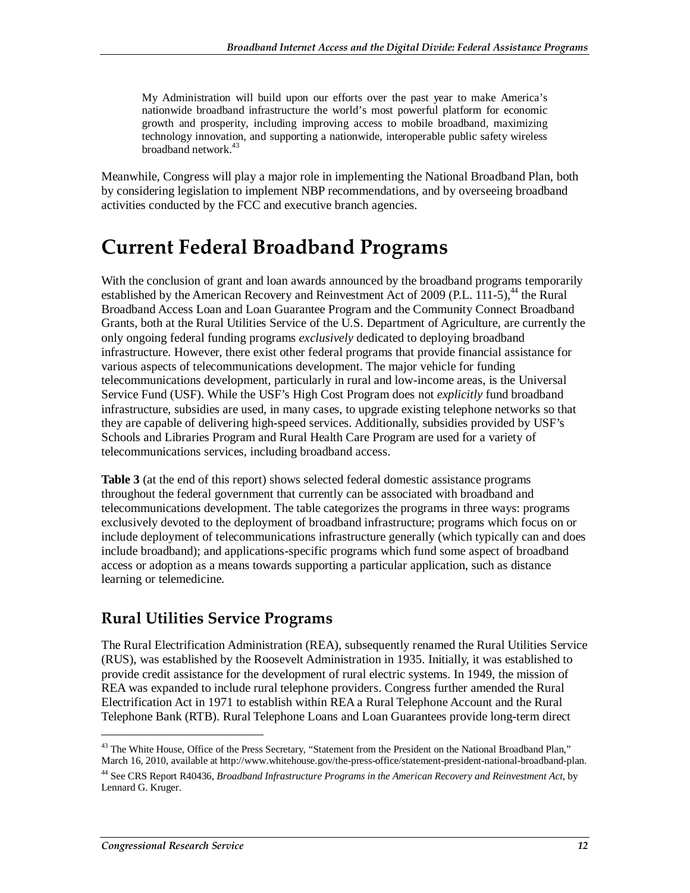> My Administration will build upon our efforts over the past year to make America's nationwide broadband infrastructure the world's most powerful platform for economic growth and prosperity, including improving access to mobile broadband, maximizing technology innovation, and supporting a nationwide, interoperable public safety wireless broadband network.[43]

Meanwhile, Congress will play a major role in implementing the National Broadband Plan, both by considering legislation to implement NBP recommendations, and by overseeing broadband activities conducted by the FCC and executive branch agencies.

# Current Federal Broadband Programs

With the conclusion of grant and loan awards announced by the broadband programs temporarily established by the American Recovery and Reinvestment Act of 2009 (P.L. 111-5),[44] the Rural Broadband Access Loan and Loan Guarantee Program and the Community Connect Broadband Grants, both at the Rural Utilities Service of the U.S. Department of Agriculture, are currently the only ongoing federal funding programs *exclusively* dedicated to deploying broadband infrastructure. However, there exist other federal programs that provide financial assistance for various aspects of telecommunications development. The major vehicle for funding telecommunications development, particularly in rural and low-income areas, is the Universal Service Fund (USF). While the USF's High Cost Program does not *explicitly* fund broadband infrastructure, subsidies are used, in many cases, to upgrade existing telephone networks so that they are capable of delivering high-speed services. Additionally, subsidies provided by USF's Schools and Libraries Program and Rural Health Care Program are used for a variety of telecommunications services, including broadband access.

**Table 3** (at the end of this report) shows selected federal domestic assistance programs throughout the federal government that currently can be associated with broadband and telecommunications development. The table categorizes the programs in three ways: programs exclusively devoted to the deployment of broadband infrastructure; programs which focus on or include deployment of telecommunications infrastructure generally (which typically can and does include broadband); and applications-specific programs which fund some aspect of broadband access or adoption as a means towards supporting a particular application, such as distance learning or telemedicine.

## Rural Utilities Service Programs

The Rural Electrification Administration (REA), subsequently renamed the Rural Utilities Service (RUS), was established by the Roosevelt Administration in 1935. Initially, it was established to provide credit assistance for the development of rural electric systems. In 1949, the mission of REA was expanded to include rural telephone providers. Congress further amended the Rural Electrification Act in 1971 to establish within REA a Rural Telephone Account and the Rural Telephone Bank (RTB). Rural Telephone Loans and Loan Guarantees provide long-term direct

---

[43] The White House, Office of the Press Secretary, "Statement from the President on the National Broadband Plan," March 16, 2010, available at http://www.whitehouse.gov/the-press-office/statement-president-national-broadband-plan.

[44] See CRS Report R40436, *Broadband Infrastructure Programs in the American Recovery and Reinvestment Act*, by Lennard G. Kruger.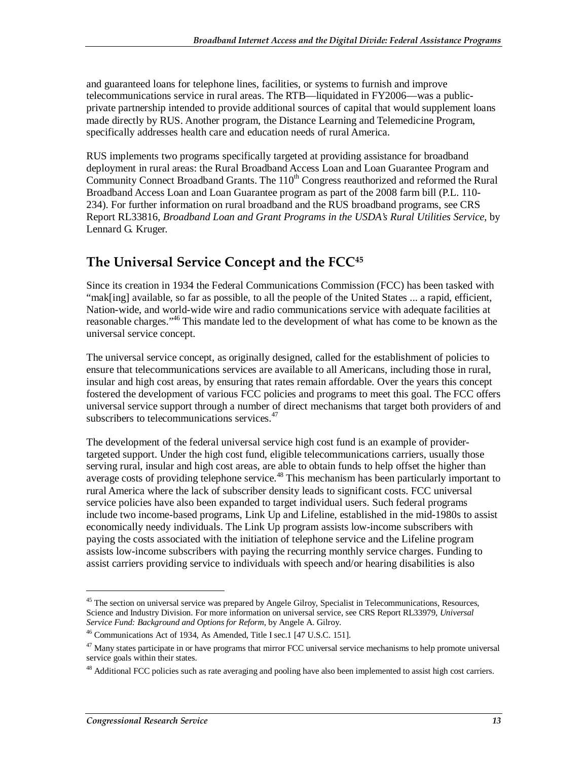and guaranteed loans for telephone lines, facilities, or systems to furnish and improve telecommunications service in rural areas. The RTB—liquidated in FY2006—was a public-private partnership intended to provide additional sources of capital that would supplement loans made directly by RUS. Another program, the Distance Learning and Telemedicine Program, specifically addresses health care and education needs of rural America.

RUS implements two programs specifically targeted at providing assistance for broadband deployment in rural areas: the Rural Broadband Access Loan and Loan Guarantee Program and Community Connect Broadband Grants. The 110th Congress reauthorized and reformed the Rural Broadband Access Loan and Loan Guarantee program as part of the 2008 farm bill (P.L. 110-234). For further information on rural broadband and the RUS broadband programs, see CRS Report RL33816, *Broadband Loan and Grant Programs in the USDA's Rural Utilities Service*, by Lennard G. Kruger.

## The Universal Service Concept and the FCC[45]

Since its creation in 1934 the Federal Communications Commission (FCC) has been tasked with "mak[ing] available, so far as possible, to all the people of the United States ... a rapid, efficient, Nation-wide, and world-wide wire and radio communications service with adequate facilities at reasonable charges."[46] This mandate led to the development of what has come to be known as the universal service concept.

The universal service concept, as originally designed, called for the establishment of policies to ensure that telecommunications services are available to all Americans, including those in rural, insular and high cost areas, by ensuring that rates remain affordable. Over the years this concept fostered the development of various FCC policies and programs to meet this goal. The FCC offers universal service support through a number of direct mechanisms that target both providers of and subscribers to telecommunications services.[47]

The development of the federal universal service high cost fund is an example of provider-targeted support. Under the high cost fund, eligible telecommunications carriers, usually those serving rural, insular and high cost areas, are able to obtain funds to help offset the higher than average costs of providing telephone service.[48] This mechanism has been particularly important to rural America where the lack of subscriber density leads to significant costs. FCC universal service policies have also been expanded to target individual users. Such federal programs include two income-based programs, Link Up and Lifeline, established in the mid-1980s to assist economically needy individuals. The Link Up program assists low-income subscribers with paying the costs associated with the initiation of telephone service and the Lifeline program assists low-income subscribers with paying the recurring monthly service charges. Funding to assist carriers providing service to individuals with speech and/or hearing disabilities is also

---

[45] The section on universal service was prepared by Angele Gilroy, Specialist in Telecommunications, Resources, Science and Industry Division. For more information on universal service, see CRS Report RL33979, *Universal Service Fund: Background and Options for Reform*, by Angele A. Gilroy.

[46] Communications Act of 1934, As Amended, Title I sec.1 [47 U.S.C. 151].

[47] Many states participate in or have programs that mirror FCC universal service mechanisms to help promote universal service goals within their states.

[48] Additional FCC policies such as rate averaging and pooling have also been implemented to assist high cost carriers.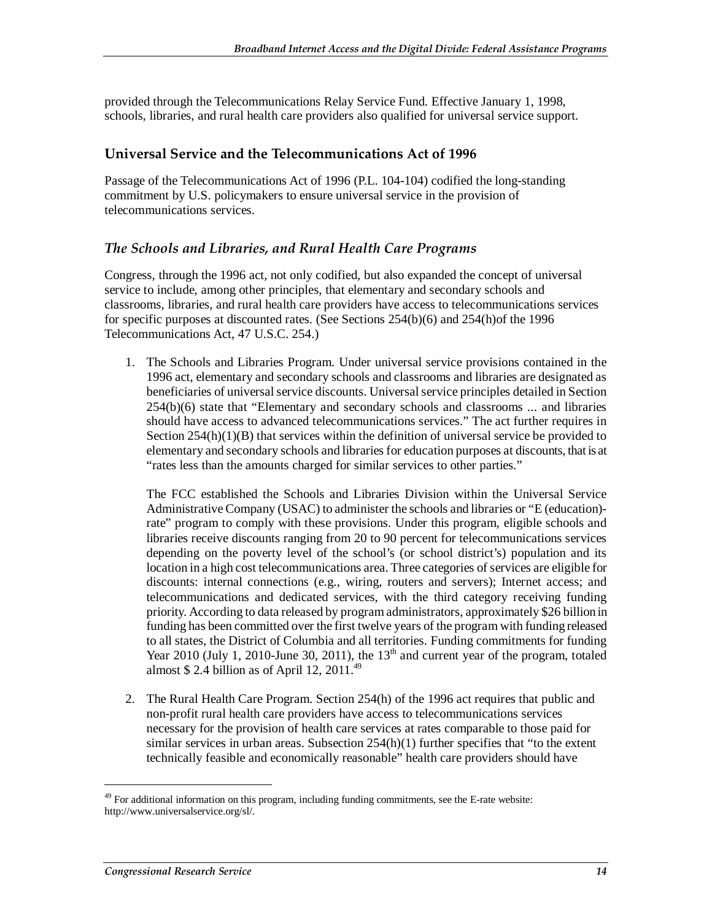provided through the Telecommunications Relay Service Fund. Effective January 1, 1998, schools, libraries, and rural health care providers also qualified for universal service support.

## Universal Service and the Telecommunications Act of 1996

Passage of the Telecommunications Act of 1996 (P.L. 104-104) codified the long-standing commitment by U.S. policymakers to ensure universal service in the provision of telecommunications services.

### *The Schools and Libraries, and Rural Health Care Programs*

Congress, through the 1996 act, not only codified, but also expanded the concept of universal service to include, among other principles, that elementary and secondary schools and classrooms, libraries, and rural health care providers have access to telecommunications services for specific purposes at discounted rates. (See Sections 254(b)(6) and 254(h)of the 1996 Telecommunications Act, 47 U.S.C. 254.)

1. The Schools and Libraries Program. Under universal service provisions contained in the 1996 act, elementary and secondary schools and classrooms and libraries are designated as beneficiaries of universal service discounts. Universal service principles detailed in Section 254(b)(6) state that "Elementary and secondary schools and classrooms ... and libraries should have access to advanced telecommunications services." The act further requires in Section 254(h)(1)(B) that services within the definition of universal service be provided to elementary and secondary schools and libraries for education purposes at discounts, that is at "rates less than the amounts charged for similar services to other parties."

   The FCC established the Schools and Libraries Division within the Universal Service Administrative Company (USAC) to administer the schools and libraries or "E (education)-rate" program to comply with these provisions. Under this program, eligible schools and libraries receive discounts ranging from 20 to 90 percent for telecommunications services depending on the poverty level of the school's (or school district's) population and its location in a high cost telecommunications area. Three categories of services are eligible for discounts: internal connections (e.g., wiring, routers and servers); Internet access; and telecommunications and dedicated services, with the third category receiving funding priority. According to data released by program administrators, approximately $26 billion in funding has been committed over the first twelve years of the program with funding released to all states, the District of Columbia and all territories. Funding commitments for funding Year 2010 (July 1, 2010-June 30, 2011), the 13th and current year of the program, totaled almost $ 2.4 billion as of April 12, 2011.[49]

2. The Rural Health Care Program. Section 254(h) of the 1996 act requires that public and non-profit rural health care providers have access to telecommunications services necessary for the provision of health care services at rates comparable to those paid for similar services in urban areas. Subsection 254(h)(1) further specifies that "to the extent technically feasible and economically reasonable" health care providers should have

[49] For additional information on this program, including funding commitments, see the E-rate website: http://www.universalservice.org/sl/.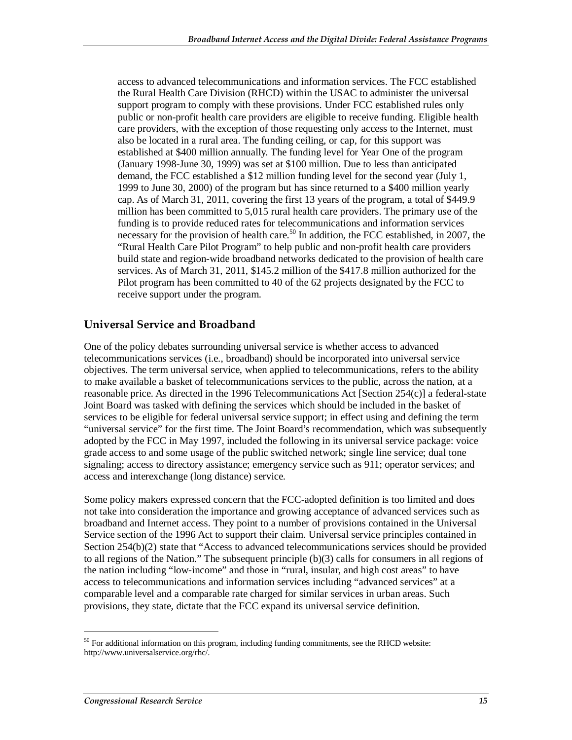access to advanced telecommunications and information services. The FCC established the Rural Health Care Division (RHCD) within the USAC to administer the universal support program to comply with these provisions. Under FCC established rules only public or non-profit health care providers are eligible to receive funding. Eligible health care providers, with the exception of those requesting only access to the Internet, must also be located in a rural area. The funding ceiling, or cap, for this support was established at $400 million annually. The funding level for Year One of the program (January 1998-June 30, 1999) was set at $100 million. Due to less than anticipated demand, the FCC established a $12 million funding level for the second year (July 1, 1999 to June 30, 2000) of the program but has since returned to a $400 million yearly cap. As of March 31, 2011, covering the first 13 years of the program, a total of $449.9 million has been committed to 5,015 rural health care providers. The primary use of the funding is to provide reduced rates for telecommunications and information services necessary for the provision of health care.[50] In addition, the FCC established, in 2007, the "Rural Health Care Pilot Program" to help public and non-profit health care providers build state and region-wide broadband networks dedicated to the provision of health care services. As of March 31, 2011, $145.2 million of the $417.8 million authorized for the Pilot program has been committed to 40 of the 62 projects designated by the FCC to receive support under the program.

## Universal Service and Broadband

One of the policy debates surrounding universal service is whether access to advanced telecommunications services (i.e., broadband) should be incorporated into universal service objectives. The term universal service, when applied to telecommunications, refers to the ability to make available a basket of telecommunications services to the public, across the nation, at a reasonable price. As directed in the 1996 Telecommunications Act [Section 254(c)] a federal-state Joint Board was tasked with defining the services which should be included in the basket of services to be eligible for federal universal service support; in effect using and defining the term "universal service" for the first time. The Joint Board's recommendation, which was subsequently adopted by the FCC in May 1997, included the following in its universal service package: voice grade access to and some usage of the public switched network; single line service; dual tone signaling; access to directory assistance; emergency service such as 911; operator services; and access and interexchange (long distance) service.

Some policy makers expressed concern that the FCC-adopted definition is too limited and does not take into consideration the importance and growing acceptance of advanced services such as broadband and Internet access. They point to a number of provisions contained in the Universal Service section of the 1996 Act to support their claim. Universal service principles contained in Section 254(b)(2) state that "Access to advanced telecommunications services should be provided to all regions of the Nation." The subsequent principle (b)(3) calls for consumers in all regions of the nation including "low-income" and those in "rural, insular, and high cost areas" to have access to telecommunications and information services including "advanced services" at a comparable level and a comparable rate charged for similar services in urban areas. Such provisions, they state, dictate that the FCC expand its universal service definition.

---

[50] For additional information on this program, including funding commitments, see the RHCD website: http://www.universalservice.org/rhc/.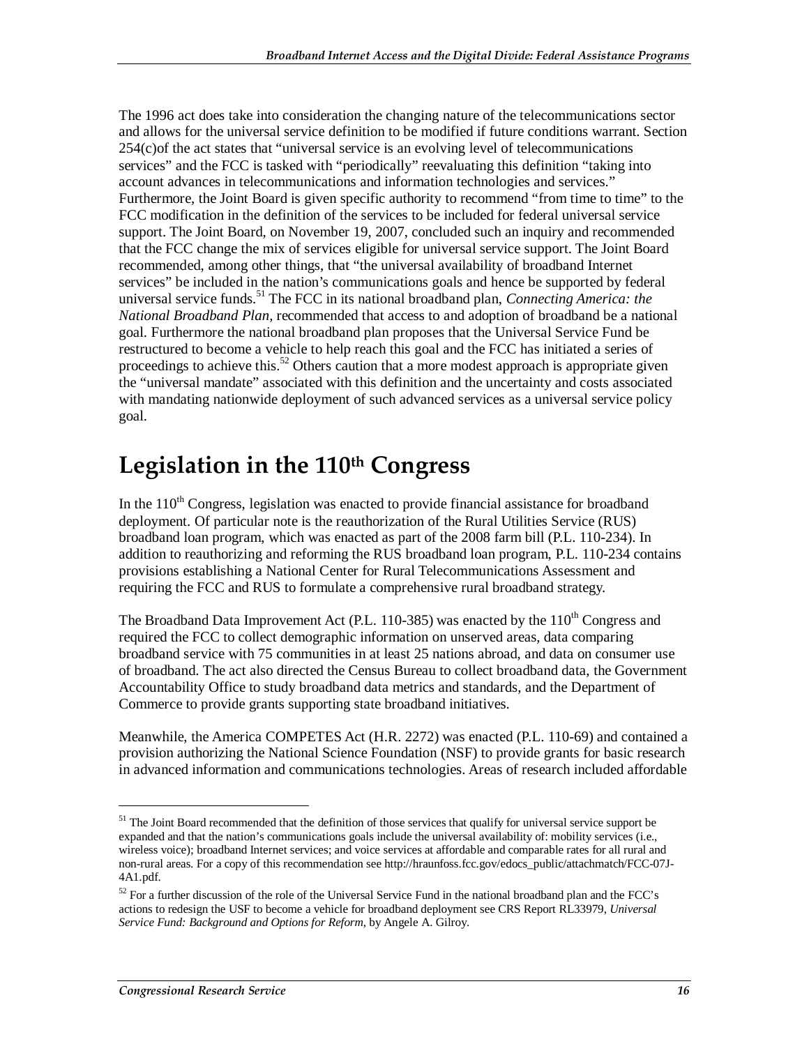The 1996 act does take into consideration the changing nature of the telecommunications sector and allows for the universal service definition to be modified if future conditions warrant. Section 254(c)of the act states that "universal service is an evolving level of telecommunications services" and the FCC is tasked with "periodically" reevaluating this definition "taking into account advances in telecommunications and information technologies and services." Furthermore, the Joint Board is given specific authority to recommend "from time to time" to the FCC modification in the definition of the services to be included for federal universal service support. The Joint Board, on November 19, 2007, concluded such an inquiry and recommended that the FCC change the mix of services eligible for universal service support. The Joint Board recommended, among other things, that "the universal availability of broadband Internet services" be included in the nation's communications goals and hence be supported by federal universal service funds.[51] The FCC in its national broadband plan, *Connecting America: the National Broadband Plan*, recommended that access to and adoption of broadband be a national goal. Furthermore the national broadband plan proposes that the Universal Service Fund be restructured to become a vehicle to help reach this goal and the FCC has initiated a series of proceedings to achieve this.[52] Others caution that a more modest approach is appropriate given the "universal mandate" associated with this definition and the uncertainty and costs associated with mandating nationwide deployment of such advanced services as a universal service policy goal.

# Legislation in the 110th Congress

In the 110th Congress, legislation was enacted to provide financial assistance for broadband deployment. Of particular note is the reauthorization of the Rural Utilities Service (RUS) broadband loan program, which was enacted as part of the 2008 farm bill (P.L. 110-234). In addition to reauthorizing and reforming the RUS broadband loan program, P.L. 110-234 contains provisions establishing a National Center for Rural Telecommunications Assessment and requiring the FCC and RUS to formulate a comprehensive rural broadband strategy.

The Broadband Data Improvement Act (P.L. 110-385) was enacted by the 110th Congress and required the FCC to collect demographic information on unserved areas, data comparing broadband service with 75 communities in at least 25 nations abroad, and data on consumer use of broadband. The act also directed the Census Bureau to collect broadband data, the Government Accountability Office to study broadband data metrics and standards, and the Department of Commerce to provide grants supporting state broadband initiatives.

Meanwhile, the America COMPETES Act (H.R. 2272) was enacted (P.L. 110-69) and contained a provision authorizing the National Science Foundation (NSF) to provide grants for basic research in advanced information and communications technologies. Areas of research included affordable

---

[51] The Joint Board recommended that the definition of those services that qualify for universal service support be expanded and that the nation's communications goals include the universal availability of: mobility services (i.e., wireless voice); broadband Internet services; and voice services at affordable and comparable rates for all rural and non-rural areas. For a copy of this recommendation see http://hraunfoss.fcc.gov/edocs_public/attachmatch/FCC-07J-4A1.pdf.

[52] For a further discussion of the role of the Universal Service Fund in the national broadband plan and the FCC's actions to redesign the USF to become a vehicle for broadband deployment see CRS Report RL33979, *Universal Service Fund: Background and Options for Reform*, by Angele A. Gilroy.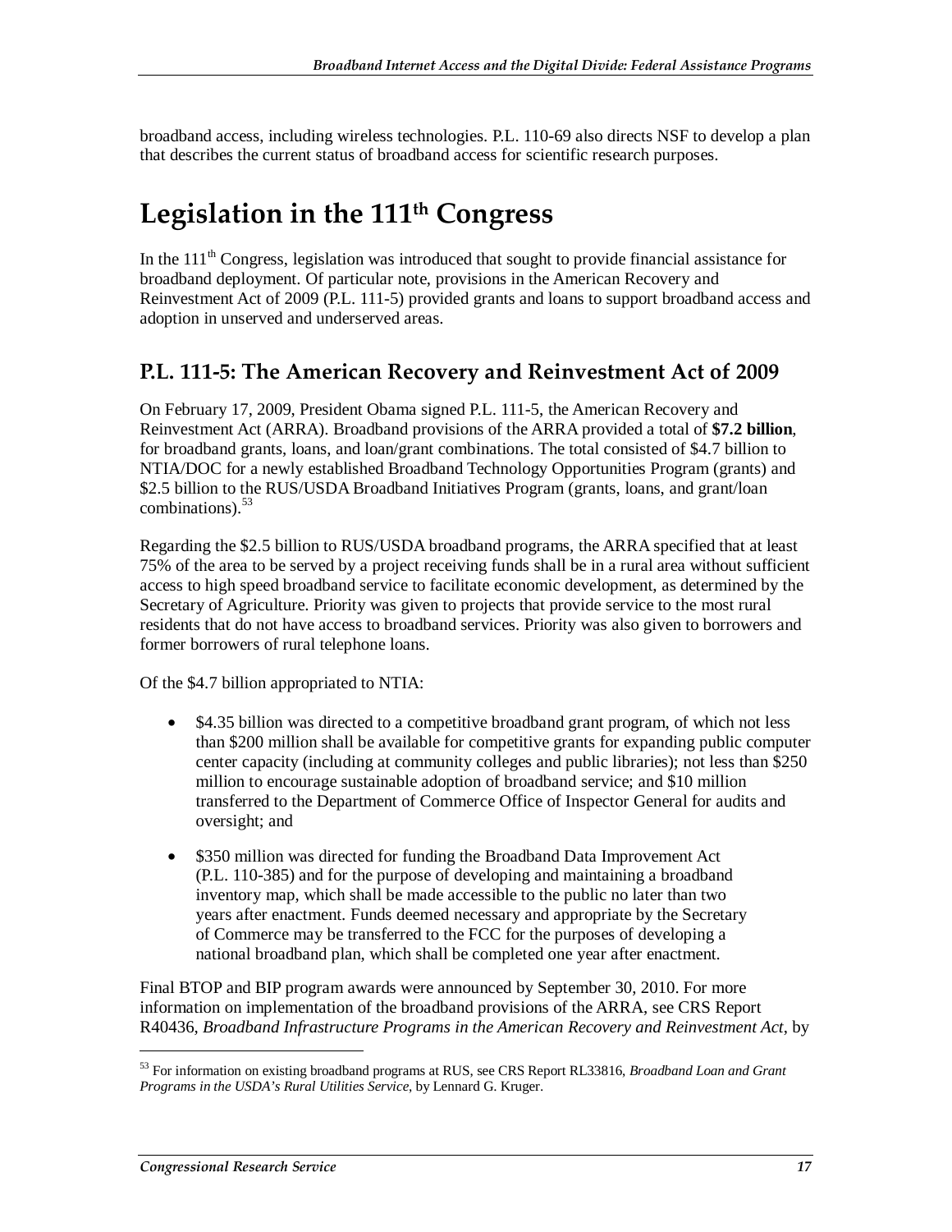broadband access, including wireless technologies. P.L. 110-69 also directs NSF to develop a plan that describes the current status of broadband access for scientific research purposes.

# Legislation in the 111th Congress

In the 111th Congress, legislation was introduced that sought to provide financial assistance for broadband deployment. Of particular note, provisions in the American Recovery and Reinvestment Act of 2009 (P.L. 111-5) provided grants and loans to support broadband access and adoption in unserved and underserved areas.

## P.L. 111-5: The American Recovery and Reinvestment Act of 2009

On February 17, 2009, President Obama signed P.L. 111-5, the American Recovery and Reinvestment Act (ARRA). Broadband provisions of the ARRA provided a total of **$7.2 billion**, for broadband grants, loans, and loan/grant combinations. The total consisted of $4.7 billion to NTIA/DOC for a newly established Broadband Technology Opportunities Program (grants) and $2.5 billion to the RUS/USDA Broadband Initiatives Program (grants, loans, and grant/loan combinations).[53]

Regarding the $2.5 billion to RUS/USDA broadband programs, the ARRA specified that at least 75% of the area to be served by a project receiving funds shall be in a rural area without sufficient access to high speed broadband service to facilitate economic development, as determined by the Secretary of Agriculture. Priority was given to projects that provide service to the most rural residents that do not have access to broadband services. Priority was also given to borrowers and former borrowers of rural telephone loans.

Of the $4.7 billion appropriated to NTIA:

- $4.35 billion was directed to a competitive broadband grant program, of which not less than $200 million shall be available for competitive grants for expanding public computer center capacity (including at community colleges and public libraries); not less than $250 million to encourage sustainable adoption of broadband service; and $10 million transferred to the Department of Commerce Office of Inspector General for audits and oversight; and
- $350 million was directed for funding the Broadband Data Improvement Act (P.L. 110-385) and for the purpose of developing and maintaining a broadband inventory map, which shall be made accessible to the public no later than two years after enactment. Funds deemed necessary and appropriate by the Secretary of Commerce may be transferred to the FCC for the purposes of developing a national broadband plan, which shall be completed one year after enactment.

Final BTOP and BIP program awards were announced by September 30, 2010. For more information on implementation of the broadband provisions of the ARRA, see CRS Report R40436, *Broadband Infrastructure Programs in the American Recovery and Reinvestment Act*, by

---

[53] For information on existing broadband programs at RUS, see CRS Report RL33816, *Broadband Loan and Grant Programs in the USDA's Rural Utilities Service*, by Lennard G. Kruger.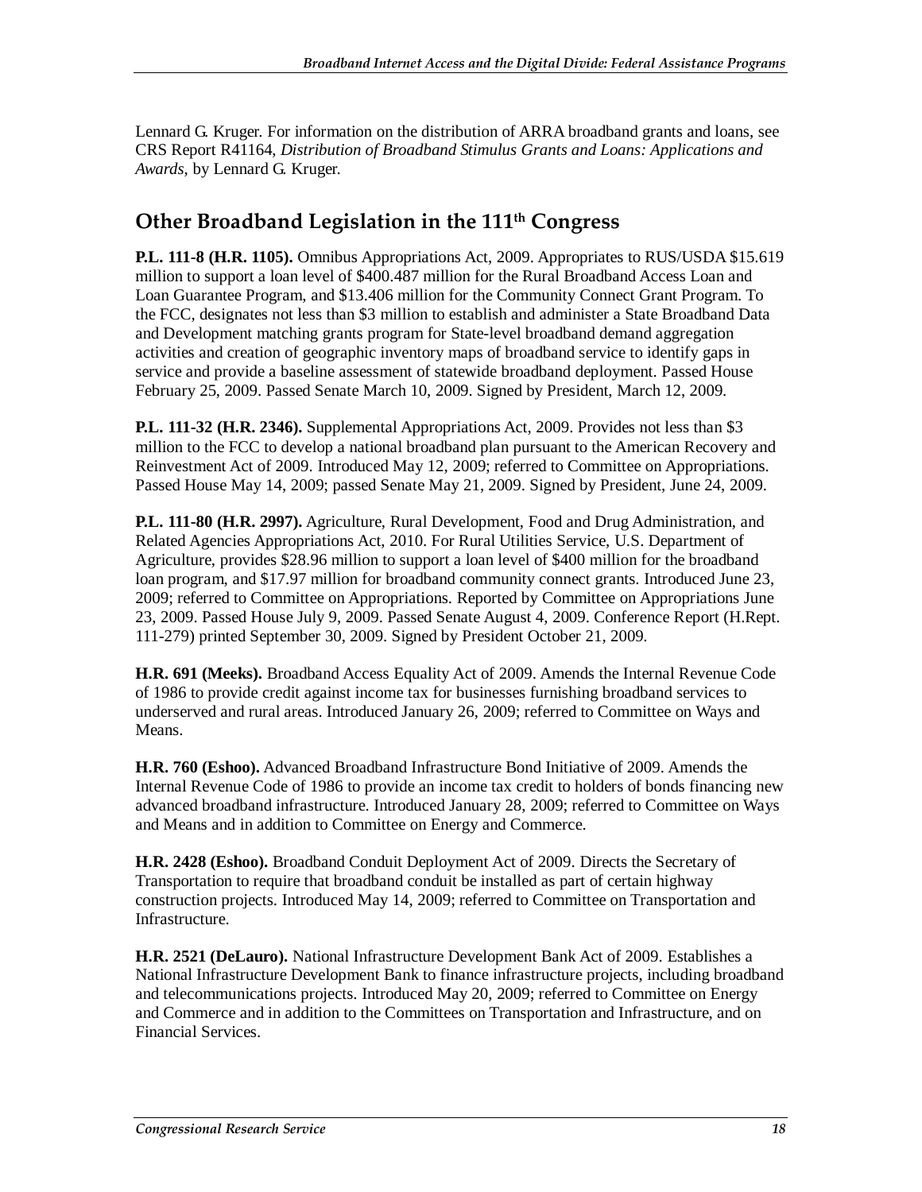Lennard G. Kruger. For information on the distribution of ARRA broadband grants and loans, see CRS Report R41164, *Distribution of Broadband Stimulus Grants and Loans: Applications and Awards*, by Lennard G. Kruger.

## Other Broadband Legislation in the 111th Congress

**P.L. 111-8 (H.R. 1105).** Omnibus Appropriations Act, 2009. Appropriates to RUS/USDA $15.619 million to support a loan level of $400.487 million for the Rural Broadband Access Loan and Loan Guarantee Program, and $13.406 million for the Community Connect Grant Program. To the FCC, designates not less than $3 million to establish and administer a State Broadband Data and Development matching grants program for State-level broadband demand aggregation activities and creation of geographic inventory maps of broadband service to identify gaps in service and provide a baseline assessment of statewide broadband deployment. Passed House February 25, 2009. Passed Senate March 10, 2009. Signed by President, March 12, 2009.

**P.L. 111-32 (H.R. 2346).** Supplemental Appropriations Act, 2009. Provides not less than $3 million to the FCC to develop a national broadband plan pursuant to the American Recovery and Reinvestment Act of 2009. Introduced May 12, 2009; referred to Committee on Appropriations. Passed House May 14, 2009; passed Senate May 21, 2009. Signed by President, June 24, 2009.

**P.L. 111-80 (H.R. 2997).** Agriculture, Rural Development, Food and Drug Administration, and Related Agencies Appropriations Act, 2010. For Rural Utilities Service, U.S. Department of Agriculture, provides $28.96 million to support a loan level of $400 million for the broadband loan program, and $17.97 million for broadband community connect grants. Introduced June 23, 2009; referred to Committee on Appropriations. Reported by Committee on Appropriations June 23, 2009. Passed House July 9, 2009. Passed Senate August 4, 2009. Conference Report (H.Rept. 111-279) printed September 30, 2009. Signed by President October 21, 2009.

**H.R. 691 (Meeks).** Broadband Access Equality Act of 2009. Amends the Internal Revenue Code of 1986 to provide credit against income tax for businesses furnishing broadband services to underserved and rural areas. Introduced January 26, 2009; referred to Committee on Ways and Means.

**H.R. 760 (Eshoo).** Advanced Broadband Infrastructure Bond Initiative of 2009. Amends the Internal Revenue Code of 1986 to provide an income tax credit to holders of bonds financing new advanced broadband infrastructure. Introduced January 28, 2009; referred to Committee on Ways and Means and in addition to Committee on Energy and Commerce.

**H.R. 2428 (Eshoo).** Broadband Conduit Deployment Act of 2009. Directs the Secretary of Transportation to require that broadband conduit be installed as part of certain highway construction projects. Introduced May 14, 2009; referred to Committee on Transportation and Infrastructure.

**H.R. 2521 (DeLauro).** National Infrastructure Development Bank Act of 2009. Establishes a National Infrastructure Development Bank to finance infrastructure projects, including broadband and telecommunications projects. Introduced May 20, 2009; referred to Committee on Energy and Commerce and in addition to the Committees on Transportation and Infrastructure, and on Financial Services.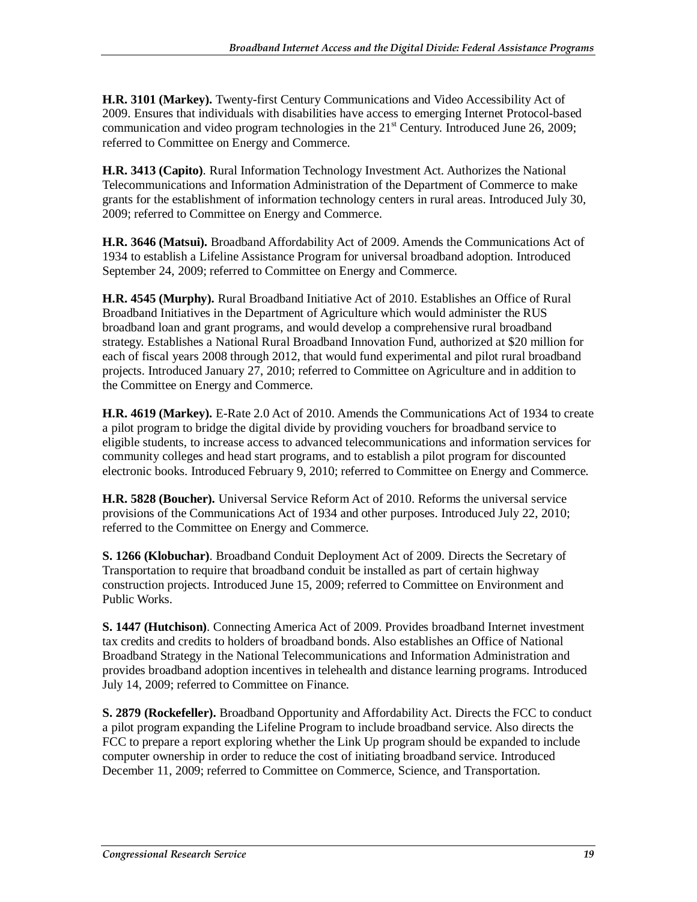**H.R. 3101 (Markey).** Twenty-first Century Communications and Video Accessibility Act of 2009. Ensures that individuals with disabilities have access to emerging Internet Protocol-based communication and video program technologies in the 21st Century. Introduced June 26, 2009; referred to Committee on Energy and Commerce.

**H.R. 3413 (Capito)**. Rural Information Technology Investment Act. Authorizes the National Telecommunications and Information Administration of the Department of Commerce to make grants for the establishment of information technology centers in rural areas. Introduced July 30, 2009; referred to Committee on Energy and Commerce.

**H.R. 3646 (Matsui).** Broadband Affordability Act of 2009. Amends the Communications Act of 1934 to establish a Lifeline Assistance Program for universal broadband adoption. Introduced September 24, 2009; referred to Committee on Energy and Commerce.

**H.R. 4545 (Murphy).** Rural Broadband Initiative Act of 2010. Establishes an Office of Rural Broadband Initiatives in the Department of Agriculture which would administer the RUS broadband loan and grant programs, and would develop a comprehensive rural broadband strategy. Establishes a National Rural Broadband Innovation Fund, authorized at $20 million for each of fiscal years 2008 through 2012, that would fund experimental and pilot rural broadband projects. Introduced January 27, 2010; referred to Committee on Agriculture and in addition to the Committee on Energy and Commerce.

**H.R. 4619 (Markey).** E-Rate 2.0 Act of 2010. Amends the Communications Act of 1934 to create a pilot program to bridge the digital divide by providing vouchers for broadband service to eligible students, to increase access to advanced telecommunications and information services for community colleges and head start programs, and to establish a pilot program for discounted electronic books. Introduced February 9, 2010; referred to Committee on Energy and Commerce.

**H.R. 5828 (Boucher).** Universal Service Reform Act of 2010. Reforms the universal service provisions of the Communications Act of 1934 and other purposes. Introduced July 22, 2010; referred to the Committee on Energy and Commerce.

**S. 1266 (Klobuchar)**. Broadband Conduit Deployment Act of 2009. Directs the Secretary of Transportation to require that broadband conduit be installed as part of certain highway construction projects. Introduced June 15, 2009; referred to Committee on Environment and Public Works.

**S. 1447 (Hutchison)**. Connecting America Act of 2009. Provides broadband Internet investment tax credits and credits to holders of broadband bonds. Also establishes an Office of National Broadband Strategy in the National Telecommunications and Information Administration and provides broadband adoption incentives in telehealth and distance learning programs. Introduced July 14, 2009; referred to Committee on Finance.

**S. 2879 (Rockefeller).** Broadband Opportunity and Affordability Act. Directs the FCC to conduct a pilot program expanding the Lifeline Program to include broadband service. Also directs the FCC to prepare a report exploring whether the Link Up program should be expanded to include computer ownership in order to reduce the cost of initiating broadband service. Introduced December 11, 2009; referred to Committee on Commerce, Science, and Transportation.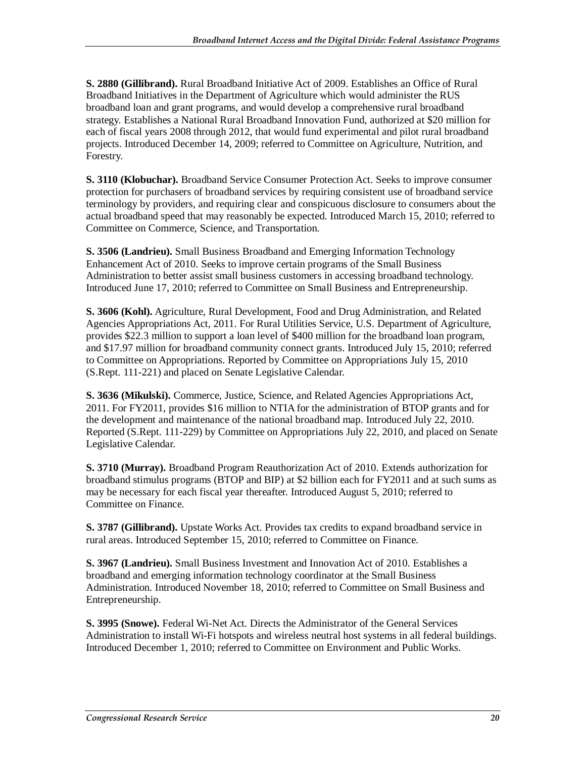**S. 2880 (Gillibrand).** Rural Broadband Initiative Act of 2009. Establishes an Office of Rural Broadband Initiatives in the Department of Agriculture which would administer the RUS broadband loan and grant programs, and would develop a comprehensive rural broadband strategy. Establishes a National Rural Broadband Innovation Fund, authorized at $20 million for each of fiscal years 2008 through 2012, that would fund experimental and pilot rural broadband projects. Introduced December 14, 2009; referred to Committee on Agriculture, Nutrition, and Forestry.

**S. 3110 (Klobuchar).** Broadband Service Consumer Protection Act. Seeks to improve consumer protection for purchasers of broadband services by requiring consistent use of broadband service terminology by providers, and requiring clear and conspicuous disclosure to consumers about the actual broadband speed that may reasonably be expected. Introduced March 15, 2010; referred to Committee on Commerce, Science, and Transportation.

**S. 3506 (Landrieu).** Small Business Broadband and Emerging Information Technology Enhancement Act of 2010. Seeks to improve certain programs of the Small Business Administration to better assist small business customers in accessing broadband technology. Introduced June 17, 2010; referred to Committee on Small Business and Entrepreneurship.

**S. 3606 (Kohl).** Agriculture, Rural Development, Food and Drug Administration, and Related Agencies Appropriations Act, 2011. For Rural Utilities Service, U.S. Department of Agriculture, provides $22.3 million to support a loan level of $400 million for the broadband loan program, and $17.97 million for broadband community connect grants. Introduced July 15, 2010; referred to Committee on Appropriations. Reported by Committee on Appropriations July 15, 2010 (S.Rept. 111-221) and placed on Senate Legislative Calendar.

**S. 3636 (Mikulski).** Commerce, Justice, Science, and Related Agencies Appropriations Act, 2011. For FY2011, provides $16 million to NTIA for the administration of BTOP grants and for the development and maintenance of the national broadband map. Introduced July 22, 2010. Reported (S.Rept. 111-229) by Committee on Appropriations July 22, 2010, and placed on Senate Legislative Calendar.

**S. 3710 (Murray).** Broadband Program Reauthorization Act of 2010. Extends authorization for broadband stimulus programs (BTOP and BIP) at $2 billion each for FY2011 and at such sums as may be necessary for each fiscal year thereafter. Introduced August 5, 2010; referred to Committee on Finance.

**S. 3787 (Gillibrand).** Upstate Works Act. Provides tax credits to expand broadband service in rural areas. Introduced September 15, 2010; referred to Committee on Finance.

**S. 3967 (Landrieu).** Small Business Investment and Innovation Act of 2010. Establishes a broadband and emerging information technology coordinator at the Small Business Administration. Introduced November 18, 2010; referred to Committee on Small Business and Entrepreneurship.

**S. 3995 (Snowe).** Federal Wi-Net Act. Directs the Administrator of the General Services Administration to install Wi-Fi hotspots and wireless neutral host systems in all federal buildings. Introduced December 1, 2010; referred to Committee on Environment and Public Works.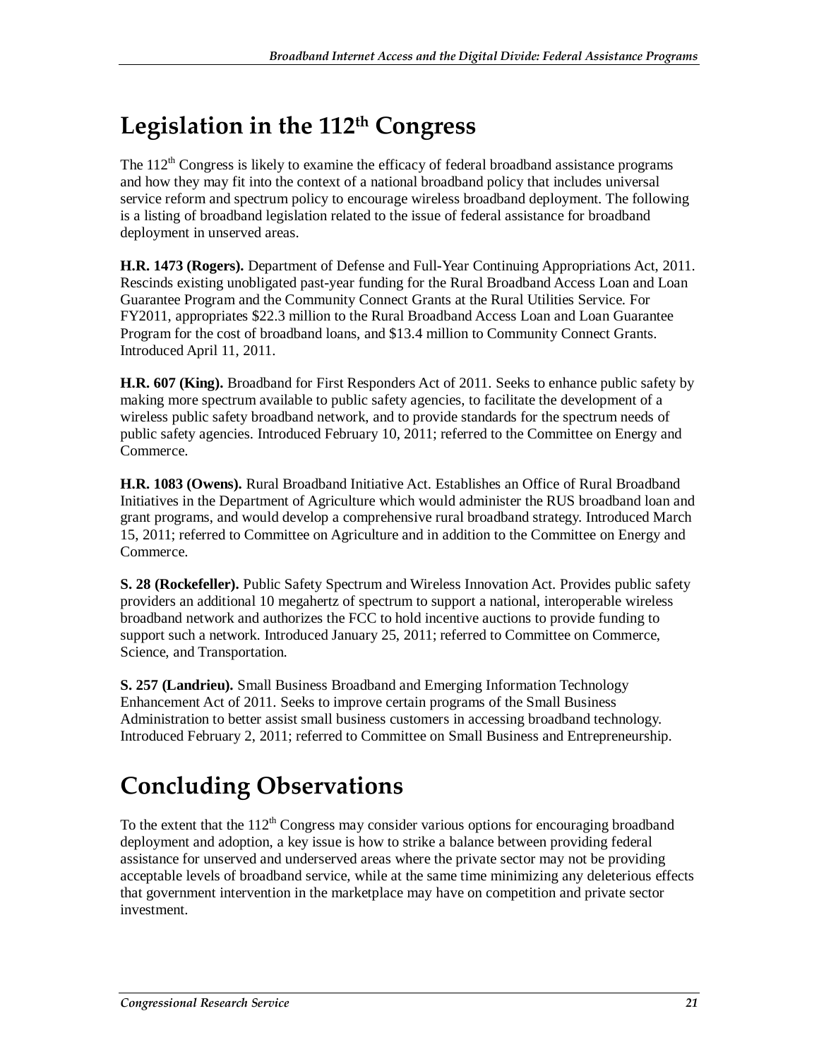# Legislation in the 112th Congress

The 112th Congress is likely to examine the efficacy of federal broadband assistance programs and how they may fit into the context of a national broadband policy that includes universal service reform and spectrum policy to encourage wireless broadband deployment. The following is a listing of broadband legislation related to the issue of federal assistance for broadband deployment in unserved areas.

**H.R. 1473 (Rogers).** Department of Defense and Full-Year Continuing Appropriations Act, 2011. Rescinds existing unobligated past-year funding for the Rural Broadband Access Loan and Loan Guarantee Program and the Community Connect Grants at the Rural Utilities Service. For FY2011, appropriates $22.3 million to the Rural Broadband Access Loan and Loan Guarantee Program for the cost of broadband loans, and $13.4 million to Community Connect Grants. Introduced April 11, 2011.

**H.R. 607 (King).** Broadband for First Responders Act of 2011. Seeks to enhance public safety by making more spectrum available to public safety agencies, to facilitate the development of a wireless public safety broadband network, and to provide standards for the spectrum needs of public safety agencies. Introduced February 10, 2011; referred to the Committee on Energy and Commerce.

**H.R. 1083 (Owens).** Rural Broadband Initiative Act. Establishes an Office of Rural Broadband Initiatives in the Department of Agriculture which would administer the RUS broadband loan and grant programs, and would develop a comprehensive rural broadband strategy. Introduced March 15, 2011; referred to Committee on Agriculture and in addition to the Committee on Energy and Commerce.

**S. 28 (Rockefeller).** Public Safety Spectrum and Wireless Innovation Act. Provides public safety providers an additional 10 megahertz of spectrum to support a national, interoperable wireless broadband network and authorizes the FCC to hold incentive auctions to provide funding to support such a network. Introduced January 25, 2011; referred to Committee on Commerce, Science, and Transportation.

**S. 257 (Landrieu).** Small Business Broadband and Emerging Information Technology Enhancement Act of 2011. Seeks to improve certain programs of the Small Business Administration to better assist small business customers in accessing broadband technology. Introduced February 2, 2011; referred to Committee on Small Business and Entrepreneurship.

# Concluding Observations

To the extent that the 112th Congress may consider various options for encouraging broadband deployment and adoption, a key issue is how to strike a balance between providing federal assistance for unserved and underserved areas where the private sector may not be providing acceptable levels of broadband service, while at the same time minimizing any deleterious effects that government intervention in the marketplace may have on competition and private sector investment.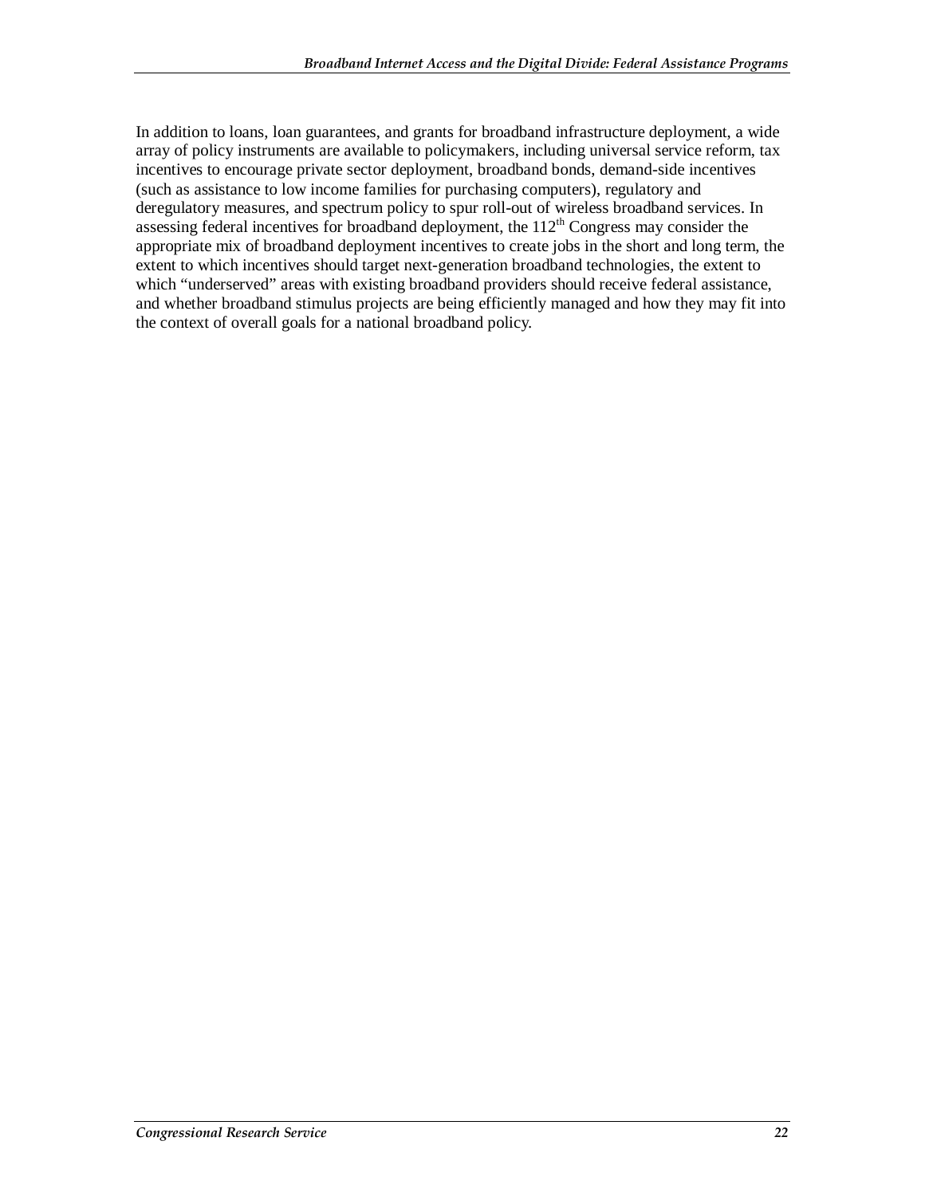In addition to loans, loan guarantees, and grants for broadband infrastructure deployment, a wide array of policy instruments are available to policymakers, including universal service reform, tax incentives to encourage private sector deployment, broadband bonds, demand-side incentives (such as assistance to low income families for purchasing computers), regulatory and deregulatory measures, and spectrum policy to spur roll-out of wireless broadband services. In assessing federal incentives for broadband deployment, the 112th Congress may consider the appropriate mix of broadband deployment incentives to create jobs in the short and long term, the extent to which incentives should target next-generation broadband technologies, the extent to which "underserved" areas with existing broadband providers should receive federal assistance, and whether broadband stimulus projects are being efficiently managed and how they may fit into the context of overall goals for a national broadband policy.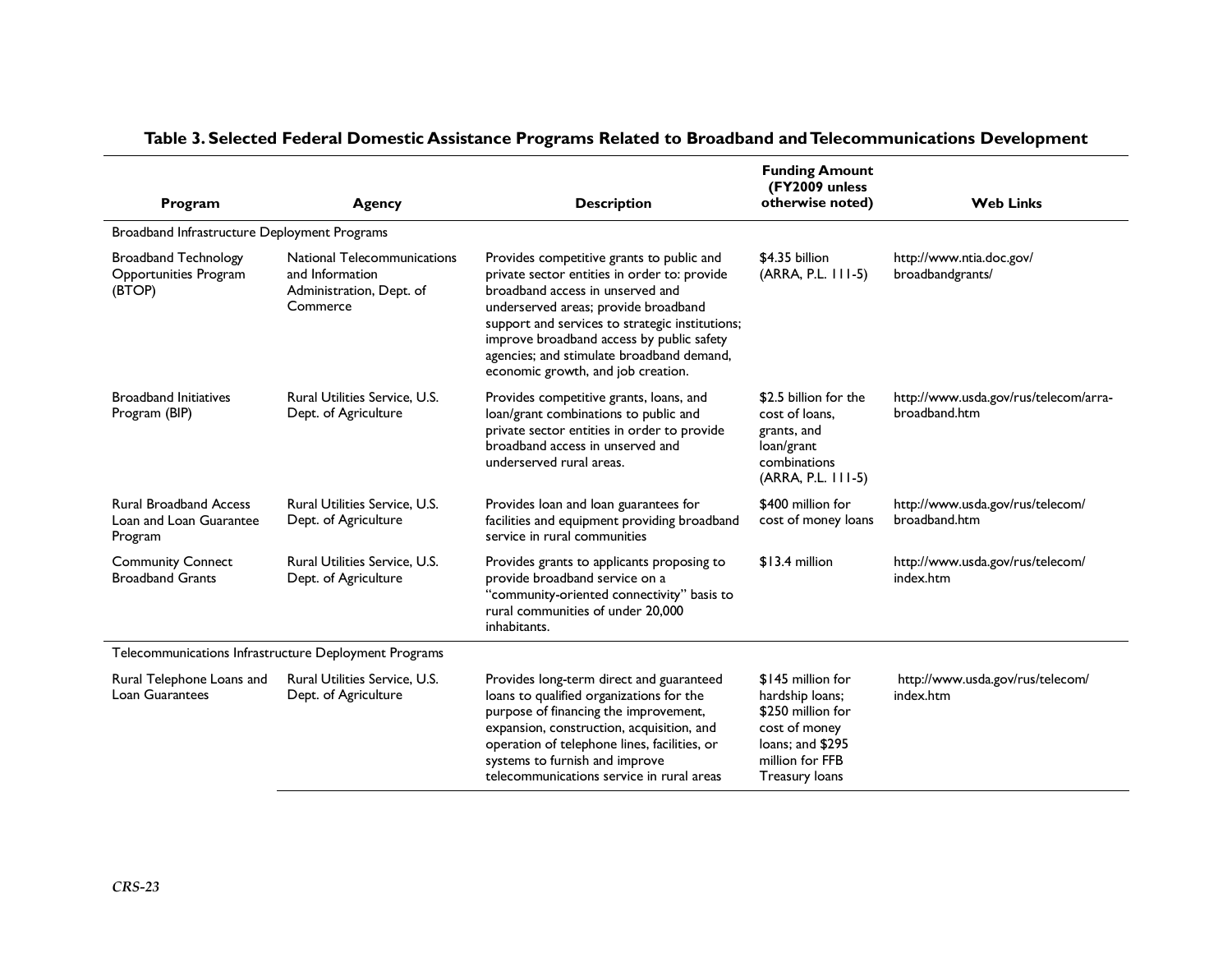## Table 3. Selected Federal Domestic Assistance Programs Related to Broadband and Telecommunications Development

| Program | Agency | Description | Funding Amount (FY2009 unless otherwise noted) | Web Links |
|---|---|---|---|---|
| Broadband Infrastructure Deployment Programs | | | | |
| Broadband Technology Opportunities Program (BTOP) | National Telecommunications and Information Administration, Dept. of Commerce | Provides competitive grants to public and private sector entities in order to: provide broadband access in unserved and underserved areas; provide broadband support and services to strategic institutions; improve broadband access by public safety agencies; and stimulate broadband demand, economic growth, and job creation. | $4.35 billion (ARRA, P.L. 111-5) | http://www.ntia.doc.gov/broadbandgrants/ |
| Broadband Initiatives Program (BIP) | Rural Utilities Service, U.S. Dept. of Agriculture | Provides competitive grants, loans, and loan/grant combinations to public and private sector entities in order to provide broadband access in unserved and underserved rural areas. | $2.5 billion for the cost of loans, grants, and loan/grant combinations (ARRA, P.L. 111-5) | http://www.usda.gov/rus/telecom/arra-broadband.htm |
| Rural Broadband Access Loan and Loan Guarantee Program | Rural Utilities Service, U.S. Dept. of Agriculture | Provides loan and loan guarantees for facilities and equipment providing broadband service in rural communities | $400 million for cost of money loans | http://www.usda.gov/rus/telecom/broadband.htm |
| Community Connect Broadband Grants | Rural Utilities Service, U.S. Dept. of Agriculture | Provides grants to applicants proposing to provide broadband service on a "community-oriented connectivity" basis to rural communities of under 20,000 inhabitants. | $13.4 million | http://www.usda.gov/rus/telecom/index.htm |
| Telecommunications Infrastructure Deployment Programs | | | | |
| Rural Telephone Loans and Loan Guarantees | Rural Utilities Service, U.S. Dept. of Agriculture | Provides long-term direct and guaranteed loans to qualified organizations for the purpose of financing the improvement, expansion, construction, acquisition, and operation of telephone lines, facilities, or systems to furnish and improve telecommunications service in rural areas | $145 million for hardship loans; $250 million for cost of money loans; and $295 million for FFB Treasury loans | http://www.usda.gov/rus/telecom/index.htm |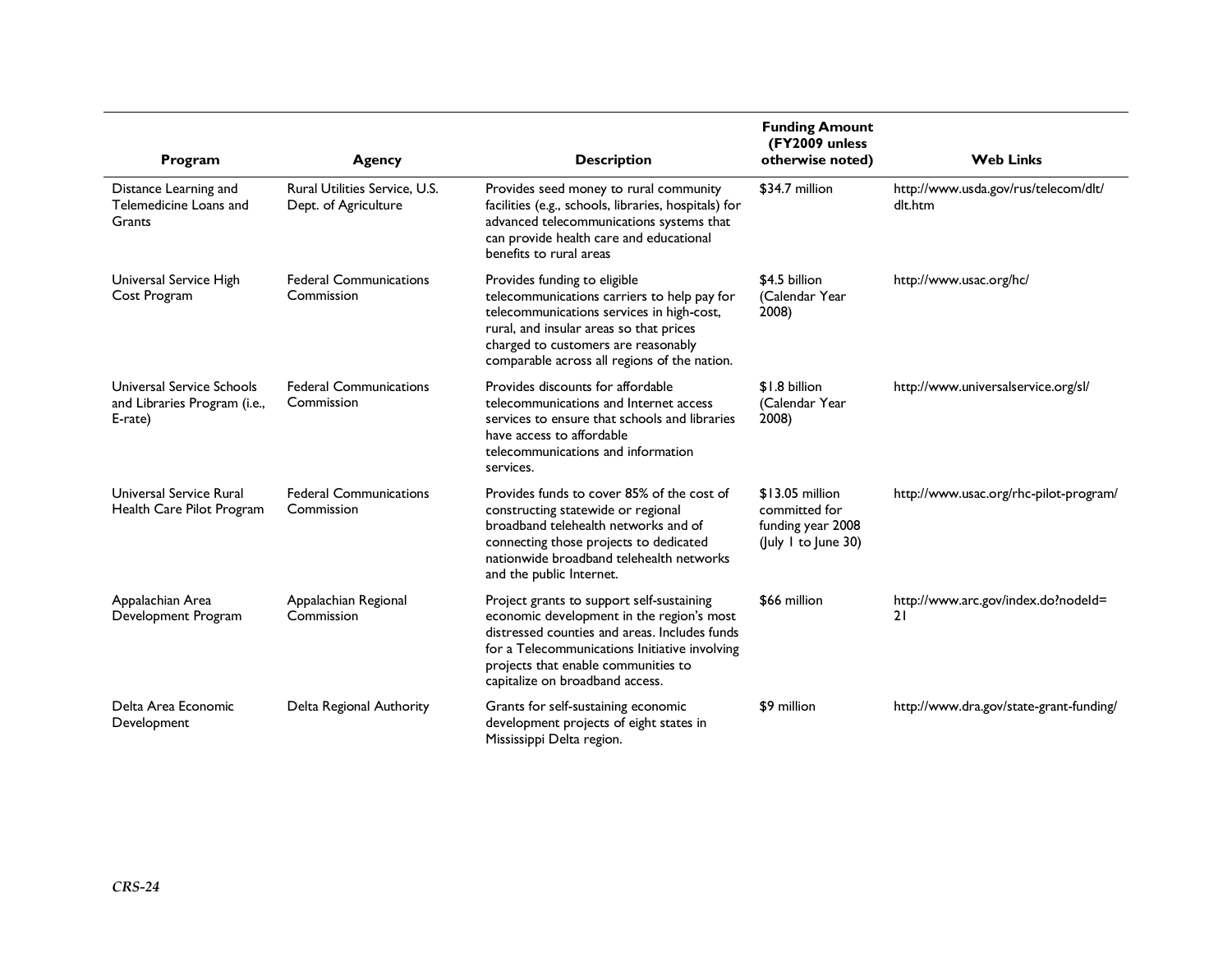| Program | Agency | Description | Funding Amount (FY2009 unless otherwise noted) | Web Links |
|---|---|---|---|---|
| Distance Learning and Telemedicine Loans and Grants | Rural Utilities Service, U.S. Dept. of Agriculture | Provides seed money to rural community facilities (e.g., schools, libraries, hospitals) for advanced telecommunications systems that can provide health care and educational benefits to rural areas | $34.7 million | http://www.usda.gov/rus/telecom/dlt/dlt.htm |
| Universal Service High Cost Program | Federal Communications Commission | Provides funding to eligible telecommunications carriers to help pay for telecommunications services in high-cost, rural, and insular areas so that prices charged to customers are reasonably comparable across all regions of the nation. | $4.5 billion (Calendar Year 2008) | http://www.usac.org/hc/ |
| Universal Service Schools and Libraries Program (i.e., E-rate) | Federal Communications Commission | Provides discounts for affordable telecommunications and Internet access services to ensure that schools and libraries have access to affordable telecommunications and information services. | $1.8 billion (Calendar Year 2008) | http://www.universalservice.org/sl/ |
| Universal Service Rural Health Care Pilot Program | Federal Communications Commission | Provides funds to cover 85% of the cost of constructing statewide or regional broadband telehealth networks and of connecting those projects to dedicated nationwide broadband telehealth networks and the public Internet. | $13.05 million committed for funding year 2008 (July 1 to June 30) | http://www.usac.org/rhc-pilot-program/ |
| Appalachian Area Development Program | Appalachian Regional Commission | Project grants to support self-sustaining economic development in the region's most distressed counties and areas. Includes funds for a Telecommunications Initiative involving projects that enable communities to capitalize on broadband access. | $66 million | http://www.arc.gov/index.do?nodeId=21 |
| Delta Area Economic Development | Delta Regional Authority | Grants for self-sustaining economic development projects of eight states in Mississippi Delta region. | $9 million | http://www.dra.gov/state-grant-funding/ |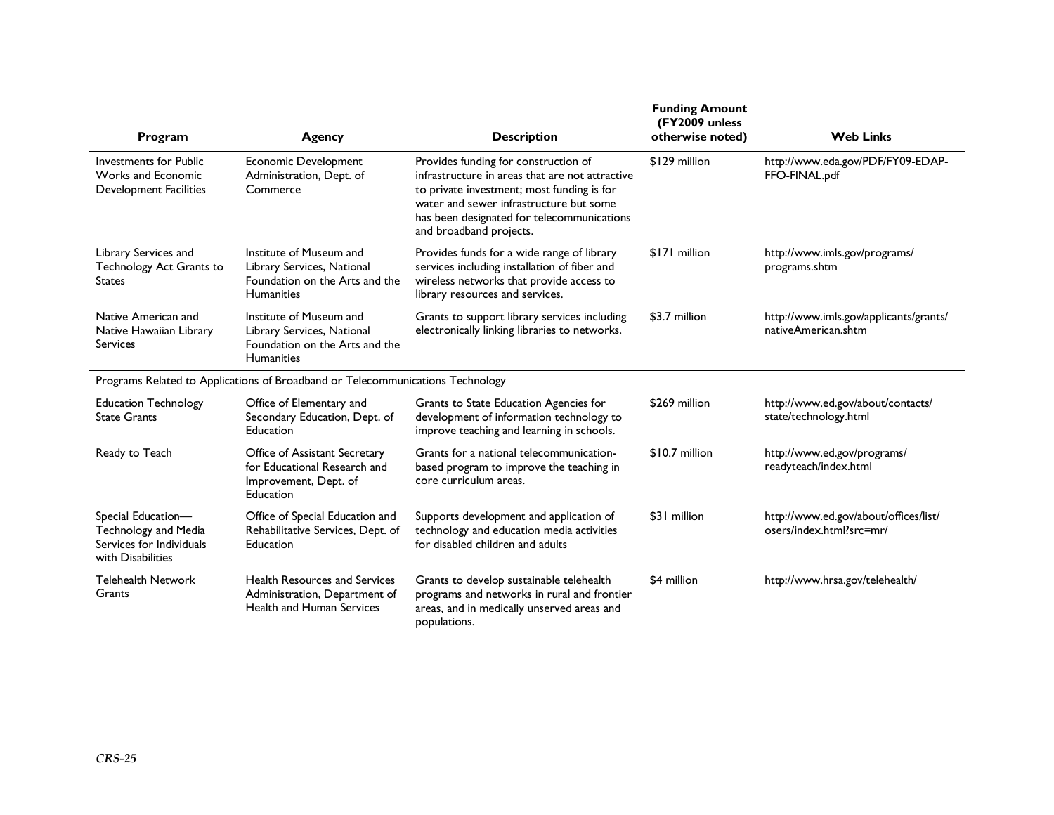| Program | Agency | Description | Funding Amount (FY2009 unless otherwise noted) | Web Links |
| --- | --- | --- | --- | --- |
| Investments for Public Works and Economic Development Facilities | Economic Development Administration, Dept. of Commerce | Provides funding for construction of infrastructure in areas that are not attractive to private investment; most funding is for water and sewer infrastructure but some has been designated for telecommunications and broadband projects. | $129 million | http://www.eda.gov/PDF/FY09-EDAP-FFO-FINAL.pdf |
| Library Services and Technology Act Grants to States | Institute of Museum and Library Services, National Foundation on the Arts and the Humanities | Provides funds for a wide range of library services including installation of fiber and wireless networks that provide access to library resources and services. | $171 million | http://www.imls.gov/programs/programs.shtm |
| Native American and Native Hawaiian Library Services | Institute of Museum and Library Services, National Foundation on the Arts and the Humanities | Grants to support library services including electronically linking libraries to networks. | $3.7 million | http://www.imls.gov/applicants/grants/nativeAmerican.shtm |
| Programs Related to Applications of Broadband or Telecommunications Technology | | | | |
| Education Technology State Grants | Office of Elementary and Secondary Education, Dept. of Education | Grants to State Education Agencies for development of information technology to improve teaching and learning in schools. | $269 million | http://www.ed.gov/about/contacts/state/technology.html |
| Ready to Teach | Office of Assistant Secretary for Educational Research and Improvement, Dept. of Education | Grants for a national telecommunication-based program to improve the teaching in core curriculum areas. | $10.7 million | http://www.ed.gov/programs/readyteach/index.html |
| Special Education—Technology and Media Services for Individuals with Disabilities | Office of Special Education and Rehabilitative Services, Dept. of Education | Supports development and application of technology and education media activities for disabled children and adults | $31 million | http://www.ed.gov/about/offices/list/osers/index.html?src=mr/ |
| Telehealth Network Grants | Health Resources and Services Administration, Department of Health and Human Services | Grants to develop sustainable telehealth programs and networks in rural and frontier areas, and in medically unserved areas and populations. | $4 million | http://www.hrsa.gov/telehealth/ |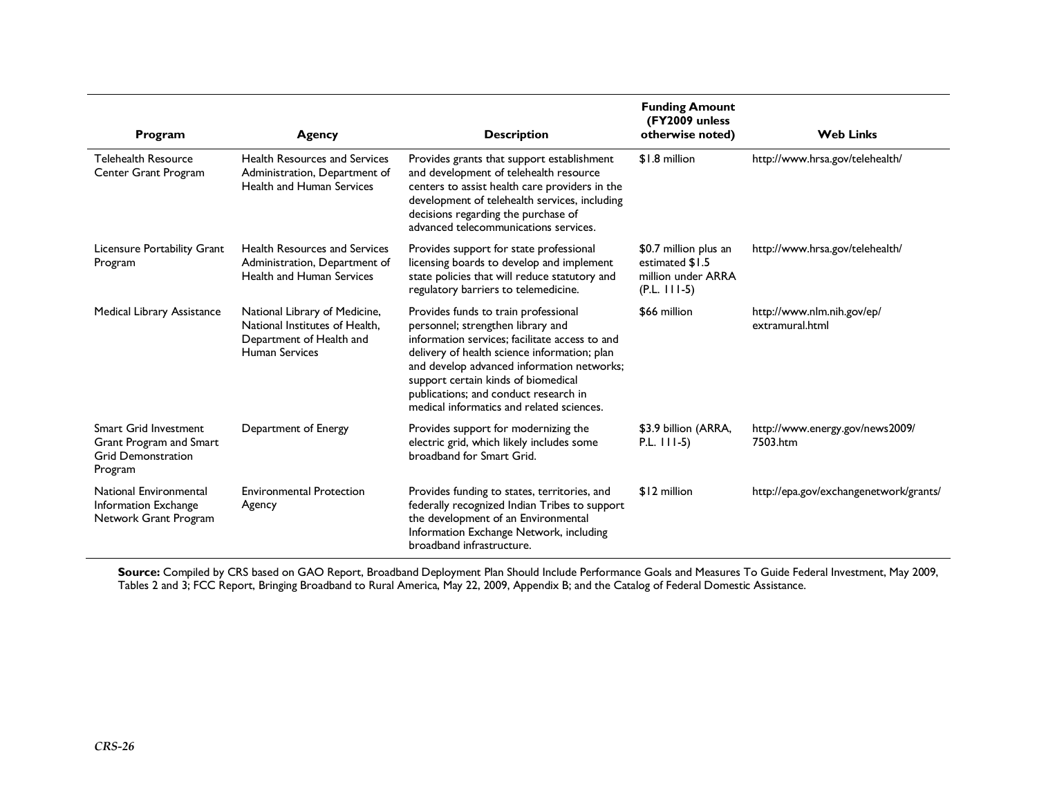| Program | Agency | Description | Funding Amount (FY2009 unless otherwise noted) | Web Links |
|---|---|---|---|---|
| Telehealth Resource Center Grant Program | Health Resources and Services Administration, Department of Health and Human Services | Provides grants that support establishment and development of telehealth resource centers to assist health care providers in the development of telehealth services, including decisions regarding the purchase of advanced telecommunications services. | $1.8 million | http://www.hrsa.gov/telehealth/ |
| Licensure Portability Grant Program | Health Resources and Services Administration, Department of Health and Human Services | Provides support for state professional licensing boards to develop and implement state policies that will reduce statutory and regulatory barriers to telemedicine. | $0.7 million plus an estimated $1.5 million under ARRA (P.L. 111-5) | http://www.hrsa.gov/telehealth/ |
| Medical Library Assistance | National Library of Medicine, National Institutes of Health, Department of Health and Human Services | Provides funds to train professional personnel; strengthen library and information services; facilitate access to and delivery of health science information; plan and develop advanced information networks; support certain kinds of biomedical publications; and conduct research in medical informatics and related sciences. | $66 million | http://www.nlm.nih.gov/ep/extramural.html |
| Smart Grid Investment Grant Program and Smart Grid Demonstration Program | Department of Energy | Provides support for modernizing the electric grid, which likely includes some broadband for Smart Grid. | $3.9 billion (ARRA, P.L. 111-5) | http://www.energy.gov/news2009/7503.htm |
| National Environmental Information Exchange Network Grant Program | Environmental Protection Agency | Provides funding to states, territories, and federally recognized Indian Tribes to support the development of an Environmental Information Exchange Network, including broadband infrastructure. | $12 million | http://epa.gov/exchangenetwork/grants/ |

**Source:** Compiled by CRS based on GAO Report, Broadband Deployment Plan Should Include Performance Goals and Measures To Guide Federal Investment, May 2009, Tables 2 and 3; FCC Report, Bringing Broadband to Rural America, May 22, 2009, Appendix B; and the Catalog of Federal Domestic Assistance.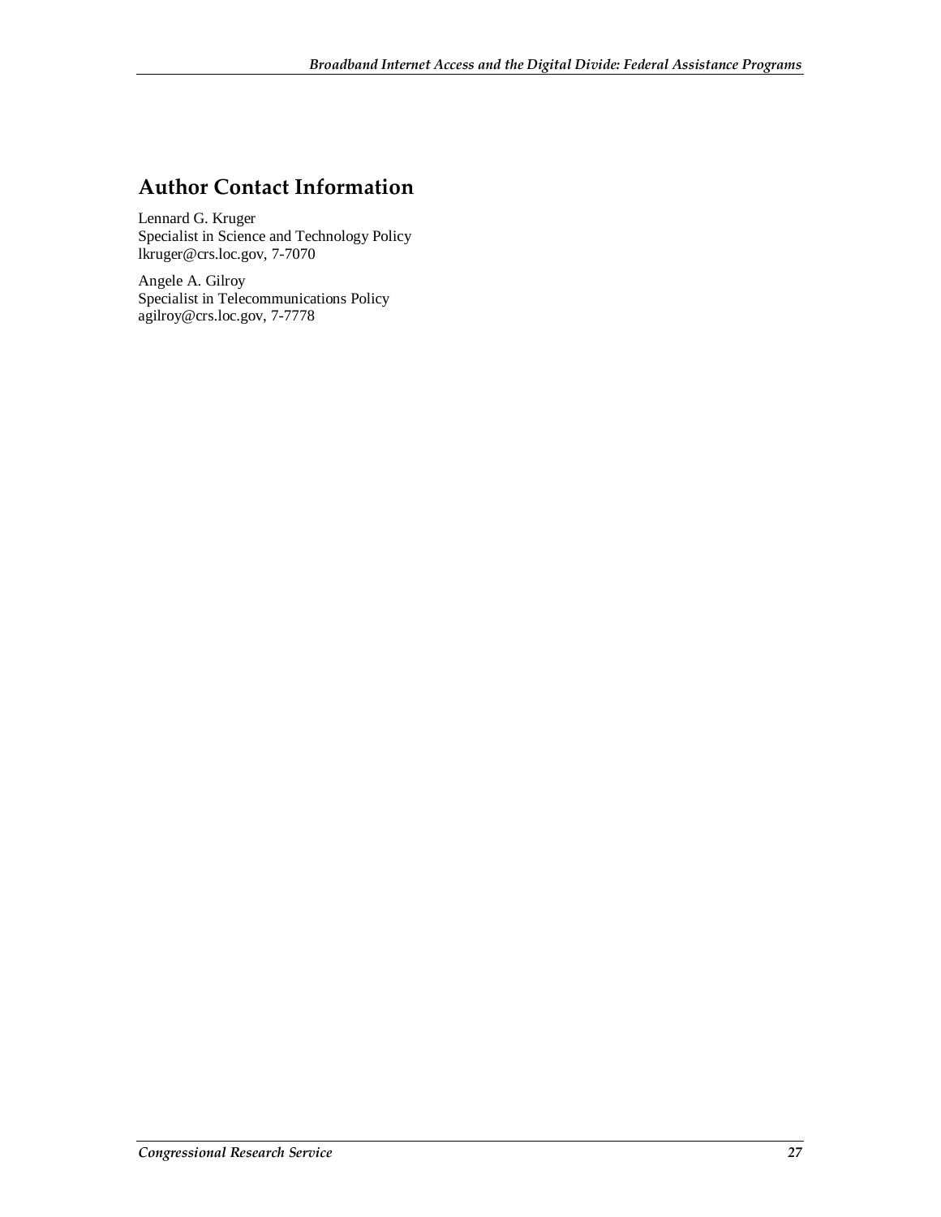## Author Contact Information

Lennard G. Kruger
Specialist in Science and Technology Policy
lkruger@crs.loc.gov, 7-7070

Angele A. Gilroy
Specialist in Telecommunications Policy
agilroy@crs.loc.gov, 7-7778